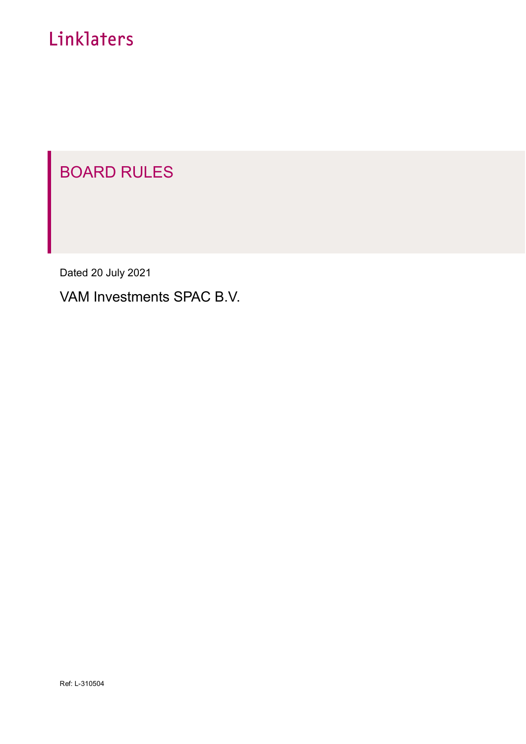Linklaters

# BOARD RULES

Dated 20 July 2021

VAM Investments SPAC B.V.

Ref: L-310504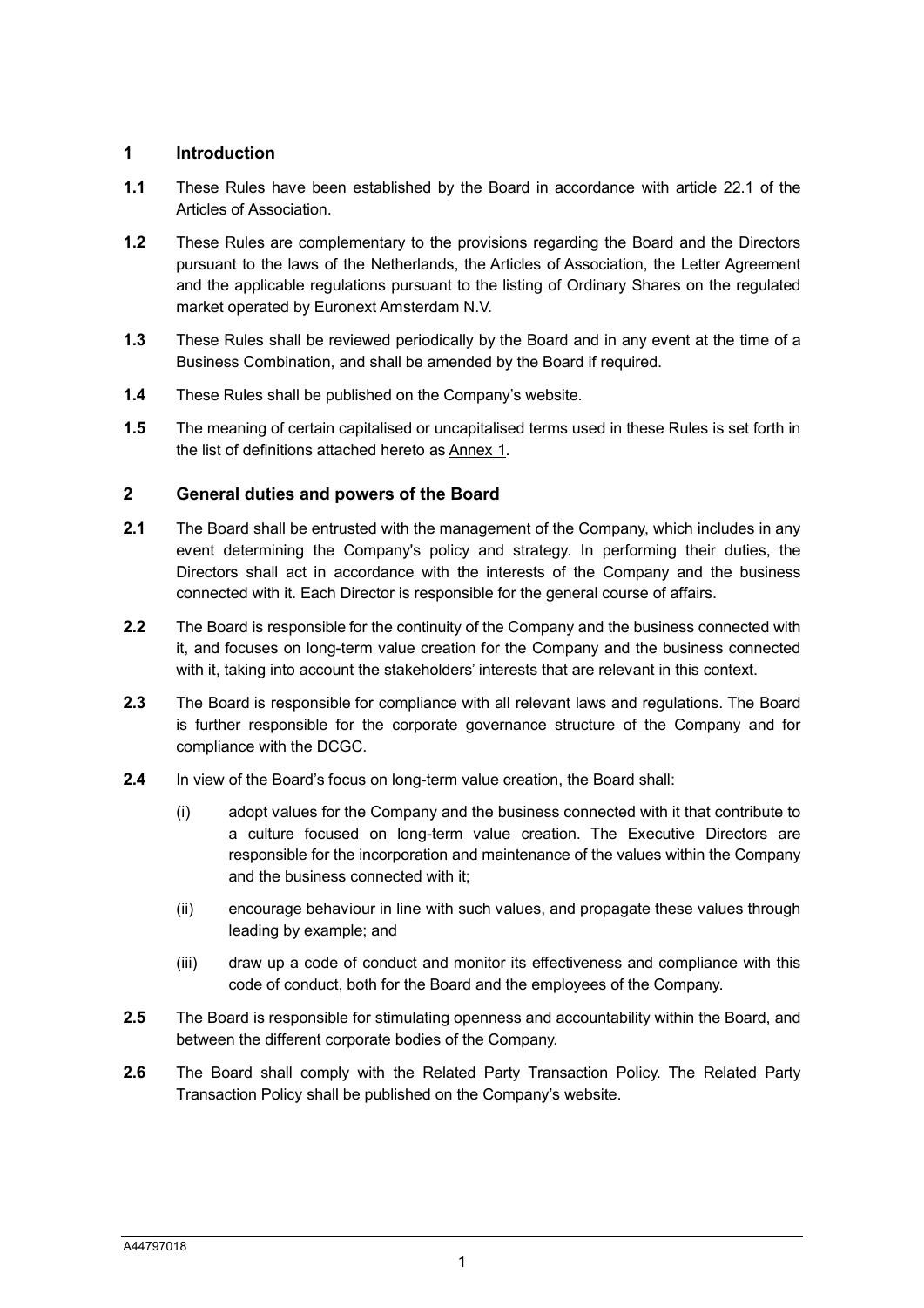## 1 Introduction

**1.1** These Rules have been established by the Board in accordance with article 22.1 of the Articles of Association.

**1.2** These Rules are complementary to the provisions regarding the Board and the Directors pursuant to the laws of the Netherlands, the Articles of Association, the Letter Agreement and the applicable regulations pursuant to the listing of Ordinary Shares on the regulated market operated by Euronext Amsterdam N.V.

**1.3** These Rules shall be reviewed periodically by the Board and in any event at the time of a Business Combination, and shall be amended by the Board if required.

**1.4** These Rules shall be published on the Company's website.

**1.5** The meaning of certain capitalised or uncapitalised terms used in these Rules is set forth in the list of definitions attached hereto as Annex 1.

## 2 General duties and powers of the Board

**2.1** The Board shall be entrusted with the management of the Company, which includes in any event determining the Company's policy and strategy. In performing their duties, the Directors shall act in accordance with the interests of the Company and the business connected with it. Each Director is responsible for the general course of affairs.

**2.2** The Board is responsible for the continuity of the Company and the business connected with it, and focuses on long-term value creation for the Company and the business connected with it, taking into account the stakeholders' interests that are relevant in this context.

**2.3** The Board is responsible for compliance with all relevant laws and regulations. The Board is further responsible for the corporate governance structure of the Company and for compliance with the DCGC.

**2.4** In view of the Board's focus on long-term value creation, the Board shall:

(i) adopt values for the Company and the business connected with it that contribute to a culture focused on long-term value creation. The Executive Directors are responsible for the incorporation and maintenance of the values within the Company and the business connected with it;

(ii) encourage behaviour in line with such values, and propagate these values through leading by example; and

(iii) draw up a code of conduct and monitor its effectiveness and compliance with this code of conduct, both for the Board and the employees of the Company.

**2.5** The Board is responsible for stimulating openness and accountability within the Board, and between the different corporate bodies of the Company.

**2.6** The Board shall comply with the Related Party Transaction Policy. The Related Party Transaction Policy shall be published on the Company's website.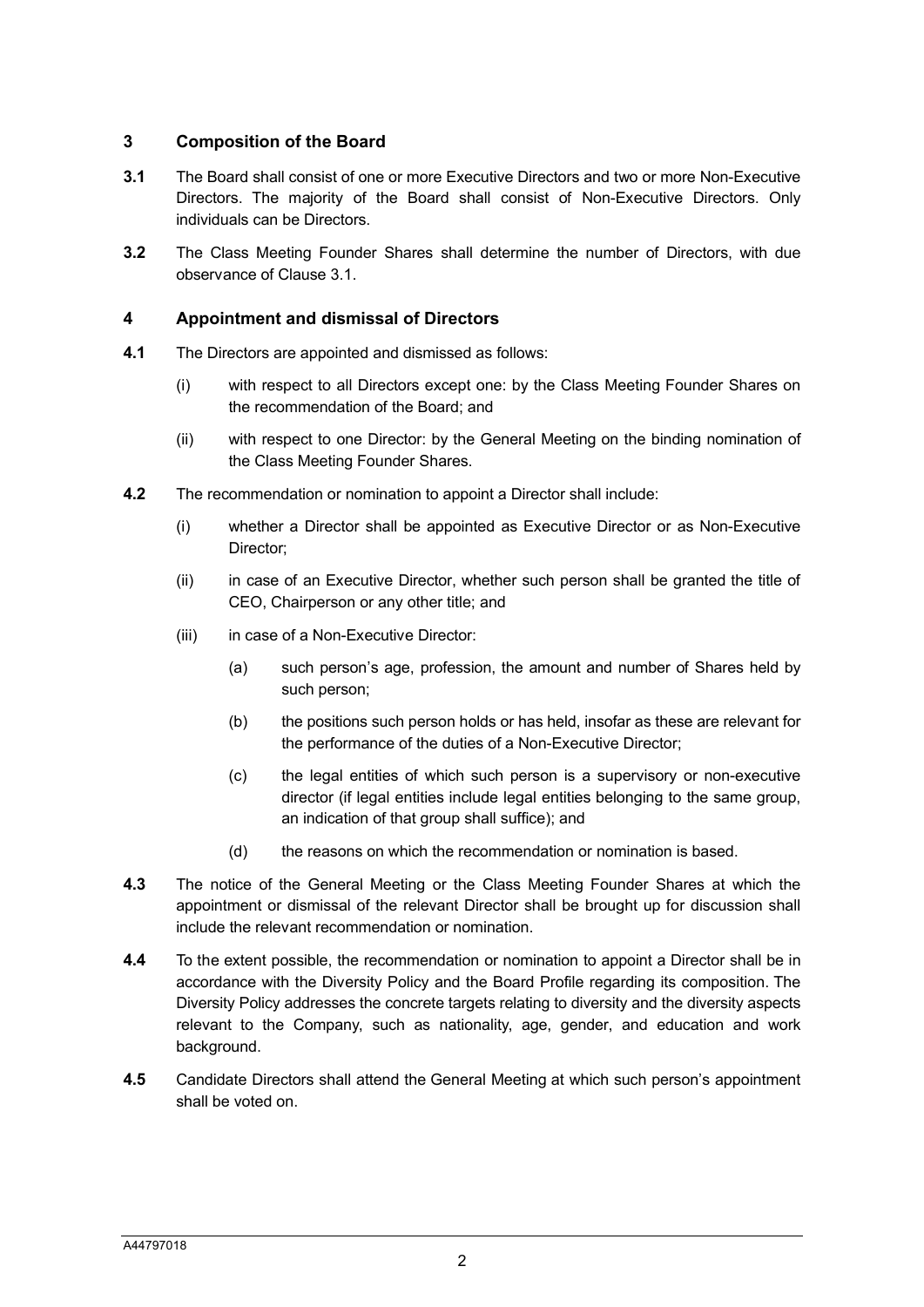## 3 Composition of the Board

**3.1** The Board shall consist of one or more Executive Directors and two or more Non-Executive Directors. The majority of the Board shall consist of Non-Executive Directors. Only individuals can be Directors.

**3.2** The Class Meeting Founder Shares shall determine the number of Directors, with due observance of Clause 3.1.

## 4 Appointment and dismissal of Directors

**4.1** The Directors are appointed and dismissed as follows:

(i) with respect to all Directors except one: by the Class Meeting Founder Shares on the recommendation of the Board; and

(ii) with respect to one Director: by the General Meeting on the binding nomination of the Class Meeting Founder Shares.

**4.2** The recommendation or nomination to appoint a Director shall include:

(i) whether a Director shall be appointed as Executive Director or as Non-Executive Director;

(ii) in case of an Executive Director, whether such person shall be granted the title of CEO, Chairperson or any other title; and

(iii) in case of a Non-Executive Director:

(a) such person's age, profession, the amount and number of Shares held by such person;

(b) the positions such person holds or has held, insofar as these are relevant for the performance of the duties of a Non-Executive Director;

(c) the legal entities of which such person is a supervisory or non-executive director (if legal entities include legal entities belonging to the same group, an indication of that group shall suffice); and

(d) the reasons on which the recommendation or nomination is based.

**4.3** The notice of the General Meeting or the Class Meeting Founder Shares at which the appointment or dismissal of the relevant Director shall be brought up for discussion shall include the relevant recommendation or nomination.

**4.4** To the extent possible, the recommendation or nomination to appoint a Director shall be in accordance with the Diversity Policy and the Board Profile regarding its composition. The Diversity Policy addresses the concrete targets relating to diversity and the diversity aspects relevant to the Company, such as nationality, age, gender, and education and work background.

**4.5** Candidate Directors shall attend the General Meeting at which such person's appointment shall be voted on.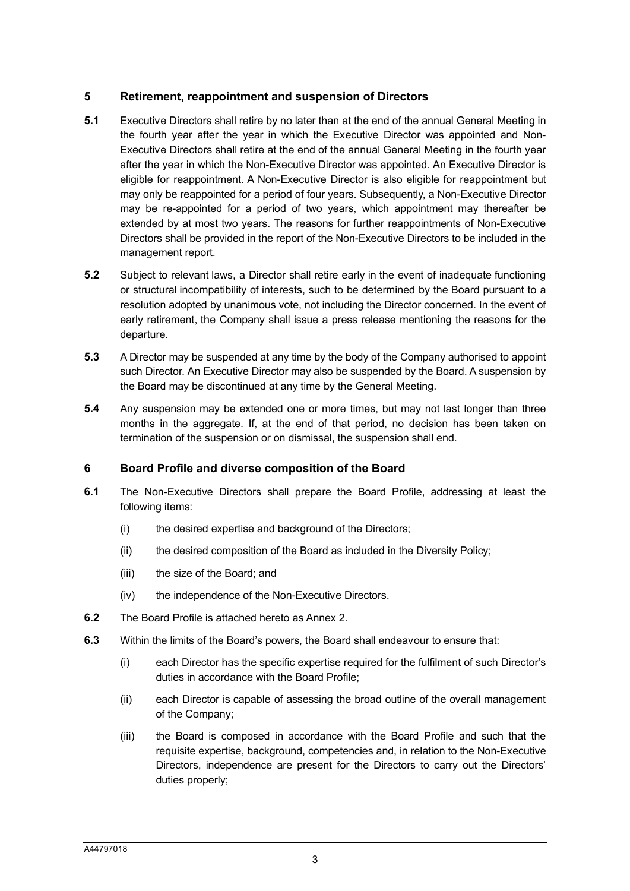## 5 Retirement, reappointment and suspension of Directors

**5.1** Executive Directors shall retire by no later than at the end of the annual General Meeting in the fourth year after the year in which the Executive Director was appointed and Non-Executive Directors shall retire at the end of the annual General Meeting in the fourth year after the year in which the Non-Executive Director was appointed. An Executive Director is eligible for reappointment. A Non-Executive Director is also eligible for reappointment but may only be reappointed for a period of four years. Subsequently, a Non-Executive Director may be re-appointed for a period of two years, which appointment may thereafter be extended by at most two years. The reasons for further reappointments of Non-Executive Directors shall be provided in the report of the Non-Executive Directors to be included in the management report.

**5.2** Subject to relevant laws, a Director shall retire early in the event of inadequate functioning or structural incompatibility of interests, such to be determined by the Board pursuant to a resolution adopted by unanimous vote, not including the Director concerned. In the event of early retirement, the Company shall issue a press release mentioning the reasons for the departure.

**5.3** A Director may be suspended at any time by the body of the Company authorised to appoint such Director. An Executive Director may also be suspended by the Board. A suspension by the Board may be discontinued at any time by the General Meeting.

**5.4** Any suspension may be extended one or more times, but may not last longer than three months in the aggregate. If, at the end of that period, no decision has been taken on termination of the suspension or on dismissal, the suspension shall end.

## 6 Board Profile and diverse composition of the Board

**6.1** The Non-Executive Directors shall prepare the Board Profile, addressing at least the following items:

(i) the desired expertise and background of the Directors;

(ii) the desired composition of the Board as included in the Diversity Policy;

(iii) the size of the Board; and

(iv) the independence of the Non-Executive Directors.

**6.2** The Board Profile is attached hereto as Annex 2.

**6.3** Within the limits of the Board's powers, the Board shall endeavour to ensure that:

(i) each Director has the specific expertise required for the fulfilment of such Director's duties in accordance with the Board Profile;

(ii) each Director is capable of assessing the broad outline of the overall management of the Company;

(iii) the Board is composed in accordance with the Board Profile and such that the requisite expertise, background, competencies and, in relation to the Non-Executive Directors, independence are present for the Directors to carry out the Directors' duties properly;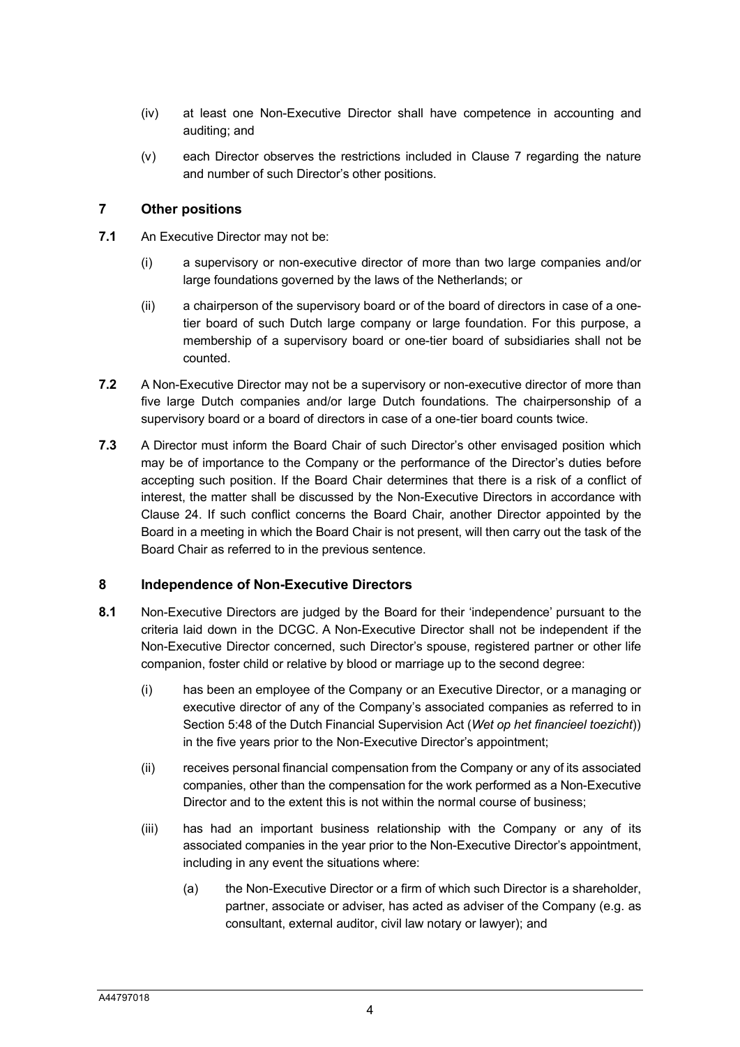(iv) at least one Non-Executive Director shall have competence in accounting and auditing; and

(v) each Director observes the restrictions included in Clause 7 regarding the nature and number of such Director's other positions.

## 7 Other positions

**7.1** An Executive Director may not be:

(i) a supervisory or non-executive director of more than two large companies and/or large foundations governed by the laws of the Netherlands; or

(ii) a chairperson of the supervisory board or of the board of directors in case of a one-tier board of such Dutch large company or large foundation. For this purpose, a membership of a supervisory board or one-tier board of subsidiaries shall not be counted.

**7.2** A Non-Executive Director may not be a supervisory or non-executive director of more than five large Dutch companies and/or large Dutch foundations. The chairpersonship of a supervisory board or a board of directors in case of a one-tier board counts twice.

**7.3** A Director must inform the Board Chair of such Director's other envisaged position which may be of importance to the Company or the performance of the Director's duties before accepting such position. If the Board Chair determines that there is a risk of a conflict of interest, the matter shall be discussed by the Non-Executive Directors in accordance with Clause 24. If such conflict concerns the Board Chair, another Director appointed by the Board in a meeting in which the Board Chair is not present, will then carry out the task of the Board Chair as referred to in the previous sentence.

## 8 Independence of Non-Executive Directors

**8.1** Non-Executive Directors are judged by the Board for their 'independence' pursuant to the criteria laid down in the DCGC. A Non-Executive Director shall not be independent if the Non-Executive Director concerned, such Director's spouse, registered partner or other life companion, foster child or relative by blood or marriage up to the second degree:

(i) has been an employee of the Company or an Executive Director, or a managing or executive director of any of the Company's associated companies as referred to in Section 5:48 of the Dutch Financial Supervision Act (*Wet op het financieel toezicht*)) in the five years prior to the Non-Executive Director's appointment;

(ii) receives personal financial compensation from the Company or any of its associated companies, other than the compensation for the work performed as a Non-Executive Director and to the extent this is not within the normal course of business;

(iii) has had an important business relationship with the Company or any of its associated companies in the year prior to the Non-Executive Director's appointment, including in any event the situations where:

(a) the Non-Executive Director or a firm of which such Director is a shareholder, partner, associate or adviser, has acted as adviser of the Company (e.g. as consultant, external auditor, civil law notary or lawyer); and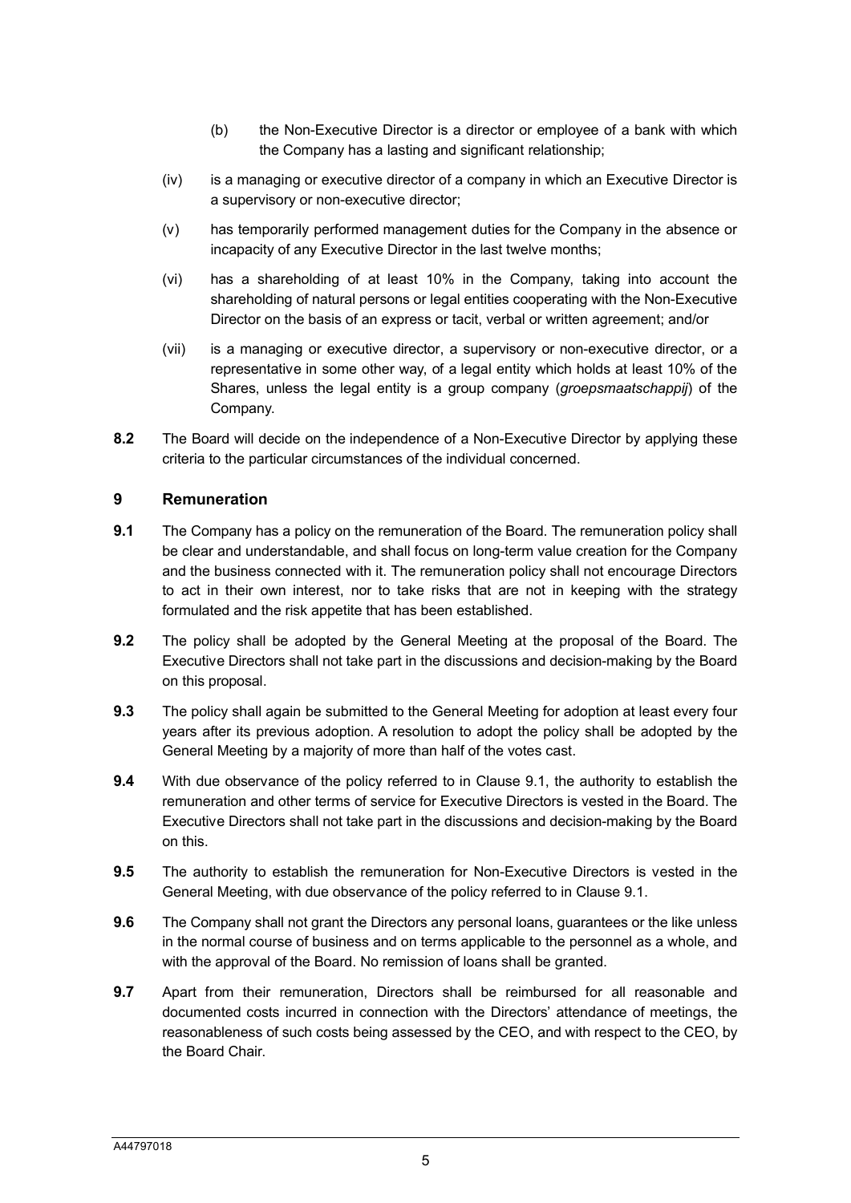(b) the Non-Executive Director is a director or employee of a bank with which the Company has a lasting and significant relationship;

(iv) is a managing or executive director of a company in which an Executive Director is a supervisory or non-executive director;

(v) has temporarily performed management duties for the Company in the absence or incapacity of any Executive Director in the last twelve months;

(vi) has a shareholding of at least 10% in the Company, taking into account the shareholding of natural persons or legal entities cooperating with the Non-Executive Director on the basis of an express or tacit, verbal or written agreement; and/or

(vii) is a managing or executive director, a supervisory or non-executive director, or a representative in some other way, of a legal entity which holds at least 10% of the Shares, unless the legal entity is a group company (*groepsmaatschappij*) of the Company.

**8.2** The Board will decide on the independence of a Non-Executive Director by applying these criteria to the particular circumstances of the individual concerned.

## 9 Remuneration

**9.1** The Company has a policy on the remuneration of the Board. The remuneration policy shall be clear and understandable, and shall focus on long-term value creation for the Company and the business connected with it. The remuneration policy shall not encourage Directors to act in their own interest, nor to take risks that are not in keeping with the strategy formulated and the risk appetite that has been established.

**9.2** The policy shall be adopted by the General Meeting at the proposal of the Board. The Executive Directors shall not take part in the discussions and decision-making by the Board on this proposal.

**9.3** The policy shall again be submitted to the General Meeting for adoption at least every four years after its previous adoption. A resolution to adopt the policy shall be adopted by the General Meeting by a majority of more than half of the votes cast.

**9.4** With due observance of the policy referred to in Clause 9.1, the authority to establish the remuneration and other terms of service for Executive Directors is vested in the Board. The Executive Directors shall not take part in the discussions and decision-making by the Board on this.

**9.5** The authority to establish the remuneration for Non-Executive Directors is vested in the General Meeting, with due observance of the policy referred to in Clause 9.1.

**9.6** The Company shall not grant the Directors any personal loans, guarantees or the like unless in the normal course of business and on terms applicable to the personnel as a whole, and with the approval of the Board. No remission of loans shall be granted.

**9.7** Apart from their remuneration, Directors shall be reimbursed for all reasonable and documented costs incurred in connection with the Directors' attendance of meetings, the reasonableness of such costs being assessed by the CEO, and with respect to the CEO, by the Board Chair.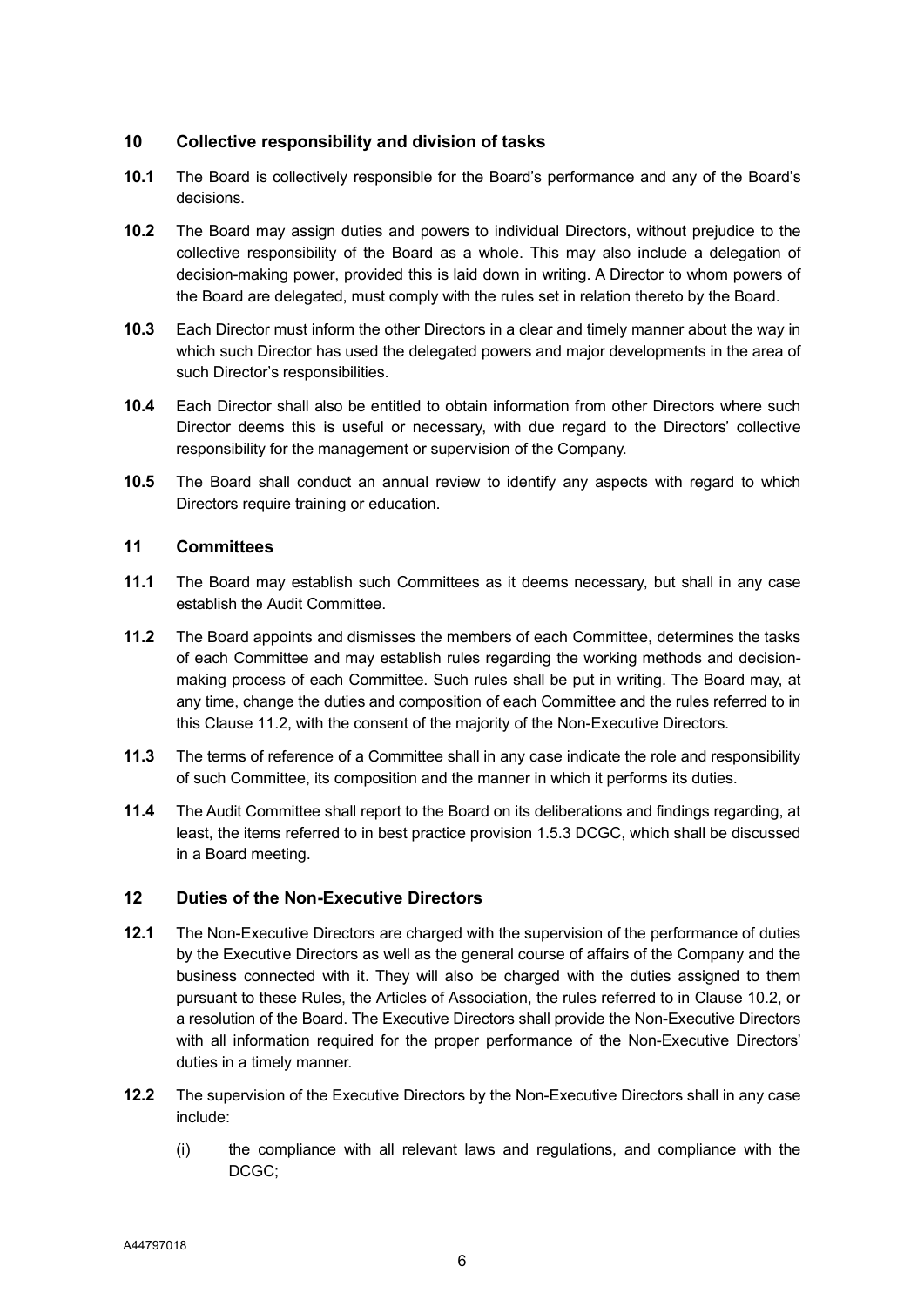## 10 Collective responsibility and division of tasks

**10.1** The Board is collectively responsible for the Board's performance and any of the Board's decisions.

**10.2** The Board may assign duties and powers to individual Directors, without prejudice to the collective responsibility of the Board as a whole. This may also include a delegation of decision-making power, provided this is laid down in writing. A Director to whom powers of the Board are delegated, must comply with the rules set in relation thereto by the Board.

**10.3** Each Director must inform the other Directors in a clear and timely manner about the way in which such Director has used the delegated powers and major developments in the area of such Director's responsibilities.

**10.4** Each Director shall also be entitled to obtain information from other Directors where such Director deems this is useful or necessary, with due regard to the Directors' collective responsibility for the management or supervision of the Company.

**10.5** The Board shall conduct an annual review to identify any aspects with regard to which Directors require training or education.

## 11 Committees

**11.1** The Board may establish such Committees as it deems necessary, but shall in any case establish the Audit Committee.

**11.2** The Board appoints and dismisses the members of each Committee, determines the tasks of each Committee and may establish rules regarding the working methods and decision-making process of each Committee. Such rules shall be put in writing. The Board may, at any time, change the duties and composition of each Committee and the rules referred to in this Clause 11.2, with the consent of the majority of the Non-Executive Directors.

**11.3** The terms of reference of a Committee shall in any case indicate the role and responsibility of such Committee, its composition and the manner in which it performs its duties.

**11.4** The Audit Committee shall report to the Board on its deliberations and findings regarding, at least, the items referred to in best practice provision 1.5.3 DCGC, which shall be discussed in a Board meeting.

## 12 Duties of the Non-Executive Directors

**12.1** The Non-Executive Directors are charged with the supervision of the performance of duties by the Executive Directors as well as the general course of affairs of the Company and the business connected with it. They will also be charged with the duties assigned to them pursuant to these Rules, the Articles of Association, the rules referred to in Clause 10.2, or a resolution of the Board. The Executive Directors shall provide the Non-Executive Directors with all information required for the proper performance of the Non-Executive Directors' duties in a timely manner.

**12.2** The supervision of the Executive Directors by the Non-Executive Directors shall in any case include:

(i) the compliance with all relevant laws and regulations, and compliance with the DCGC;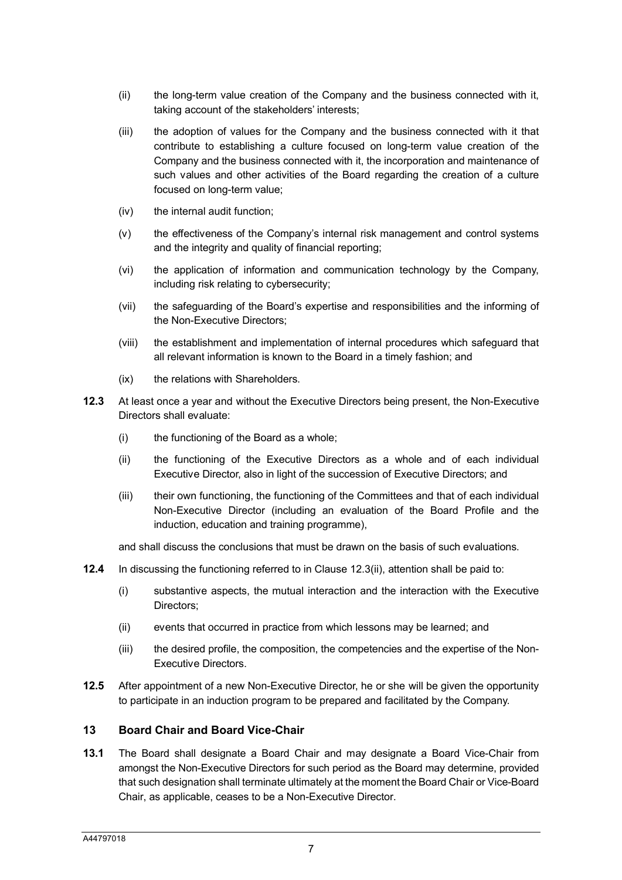(ii) the long-term value creation of the Company and the business connected with it, taking account of the stakeholders' interests;

(iii) the adoption of values for the Company and the business connected with it that contribute to establishing a culture focused on long-term value creation of the Company and the business connected with it, the incorporation and maintenance of such values and other activities of the Board regarding the creation of a culture focused on long-term value;

(iv) the internal audit function;

(v) the effectiveness of the Company's internal risk management and control systems and the integrity and quality of financial reporting;

(vi) the application of information and communication technology by the Company, including risk relating to cybersecurity;

(vii) the safeguarding of the Board's expertise and responsibilities and the informing of the Non-Executive Directors;

(viii) the establishment and implementation of internal procedures which safeguard that all relevant information is known to the Board in a timely fashion; and

(ix) the relations with Shareholders.

**12.3** At least once a year and without the Executive Directors being present, the Non-Executive Directors shall evaluate:

(i) the functioning of the Board as a whole;

(ii) the functioning of the Executive Directors as a whole and of each individual Executive Director, also in light of the succession of Executive Directors; and

(iii) their own functioning, the functioning of the Committees and that of each individual Non-Executive Director (including an evaluation of the Board Profile and the induction, education and training programme),

and shall discuss the conclusions that must be drawn on the basis of such evaluations.

**12.4** In discussing the functioning referred to in Clause 12.3(ii), attention shall be paid to:

(i) substantive aspects, the mutual interaction and the interaction with the Executive Directors;

(ii) events that occurred in practice from which lessons may be learned; and

(iii) the desired profile, the composition, the competencies and the expertise of the Non-Executive Directors.

**12.5** After appointment of a new Non-Executive Director, he or she will be given the opportunity to participate in an induction program to be prepared and facilitated by the Company.

## 13 Board Chair and Board Vice-Chair

**13.1** The Board shall designate a Board Chair and may designate a Board Vice-Chair from amongst the Non-Executive Directors for such period as the Board may determine, provided that such designation shall terminate ultimately at the moment the Board Chair or Vice-Board Chair, as applicable, ceases to be a Non-Executive Director.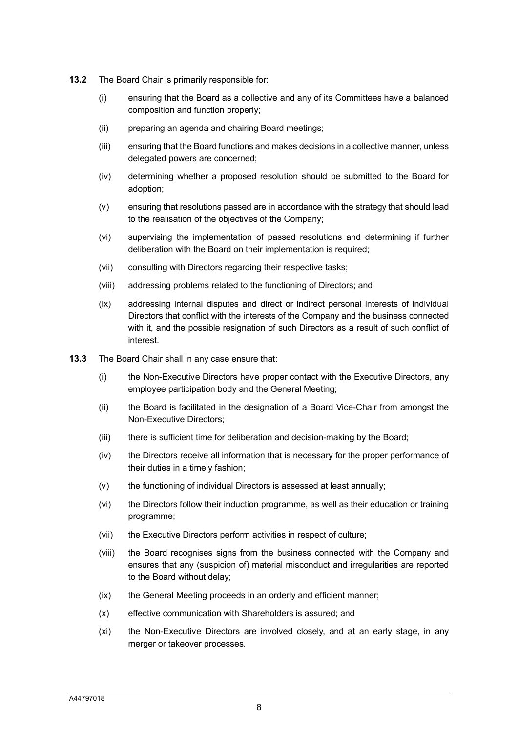**13.2** The Board Chair is primarily responsible for:

(i) ensuring that the Board as a collective and any of its Committees have a balanced composition and function properly;

(ii) preparing an agenda and chairing Board meetings;

(iii) ensuring that the Board functions and makes decisions in a collective manner, unless delegated powers are concerned;

(iv) determining whether a proposed resolution should be submitted to the Board for adoption;

(v) ensuring that resolutions passed are in accordance with the strategy that should lead to the realisation of the objectives of the Company;

(vi) supervising the implementation of passed resolutions and determining if further deliberation with the Board on their implementation is required;

(vii) consulting with Directors regarding their respective tasks;

(viii) addressing problems related to the functioning of Directors; and

(ix) addressing internal disputes and direct or indirect personal interests of individual Directors that conflict with the interests of the Company and the business connected with it, and the possible resignation of such Directors as a result of such conflict of interest.

**13.3** The Board Chair shall in any case ensure that:

(i) the Non-Executive Directors have proper contact with the Executive Directors, any employee participation body and the General Meeting;

(ii) the Board is facilitated in the designation of a Board Vice-Chair from amongst the Non-Executive Directors;

(iii) there is sufficient time for deliberation and decision-making by the Board;

(iv) the Directors receive all information that is necessary for the proper performance of their duties in a timely fashion;

(v) the functioning of individual Directors is assessed at least annually;

(vi) the Directors follow their induction programme, as well as their education or training programme;

(vii) the Executive Directors perform activities in respect of culture;

(viii) the Board recognises signs from the business connected with the Company and ensures that any (suspicion of) material misconduct and irregularities are reported to the Board without delay;

(ix) the General Meeting proceeds in an orderly and efficient manner;

(x) effective communication with Shareholders is assured; and

(xi) the Non-Executive Directors are involved closely, and at an early stage, in any merger or takeover processes.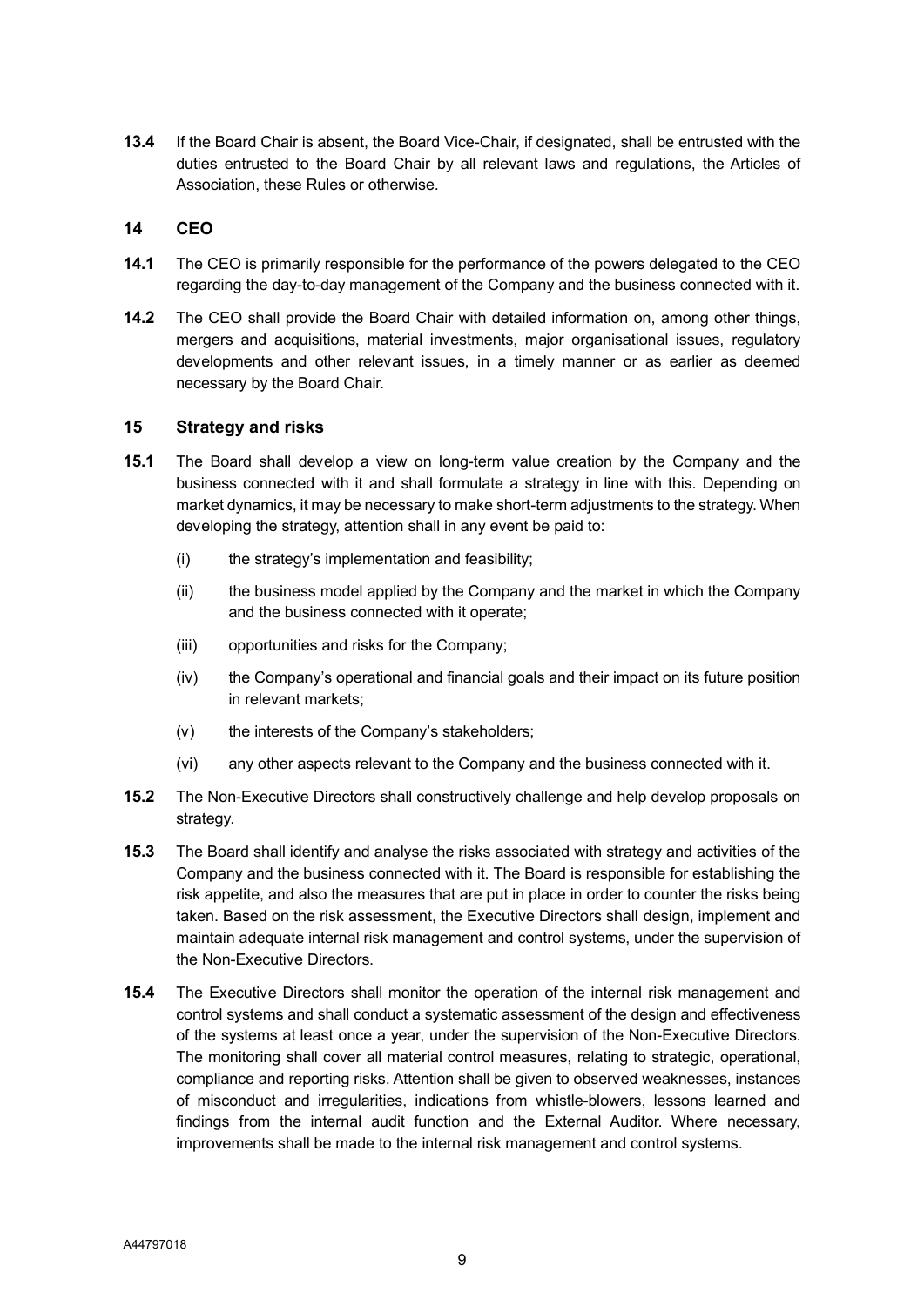**13.4** If the Board Chair is absent, the Board Vice-Chair, if designated, shall be entrusted with the duties entrusted to the Board Chair by all relevant laws and regulations, the Articles of Association, these Rules or otherwise.

## 14 CEO

**14.1** The CEO is primarily responsible for the performance of the powers delegated to the CEO regarding the day-to-day management of the Company and the business connected with it.

**14.2** The CEO shall provide the Board Chair with detailed information on, among other things, mergers and acquisitions, material investments, major organisational issues, regulatory developments and other relevant issues, in a timely manner or as earlier as deemed necessary by the Board Chair.

## 15 Strategy and risks

**15.1** The Board shall develop a view on long-term value creation by the Company and the business connected with it and shall formulate a strategy in line with this. Depending on market dynamics, it may be necessary to make short-term adjustments to the strategy. When developing the strategy, attention shall in any event be paid to:

- (i) the strategy's implementation and feasibility;
- (ii) the business model applied by the Company and the market in which the Company and the business connected with it operate;
- (iii) opportunities and risks for the Company;
- (iv) the Company's operational and financial goals and their impact on its future position in relevant markets;
- (v) the interests of the Company's stakeholders;
- (vi) any other aspects relevant to the Company and the business connected with it.

**15.2** The Non-Executive Directors shall constructively challenge and help develop proposals on strategy.

**15.3** The Board shall identify and analyse the risks associated with strategy and activities of the Company and the business connected with it. The Board is responsible for establishing the risk appetite, and also the measures that are put in place in order to counter the risks being taken. Based on the risk assessment, the Executive Directors shall design, implement and maintain adequate internal risk management and control systems, under the supervision of the Non-Executive Directors.

**15.4** The Executive Directors shall monitor the operation of the internal risk management and control systems and shall conduct a systematic assessment of the design and effectiveness of the systems at least once a year, under the supervision of the Non-Executive Directors. The monitoring shall cover all material control measures, relating to strategic, operational, compliance and reporting risks. Attention shall be given to observed weaknesses, instances of misconduct and irregularities, indications from whistle-blowers, lessons learned and findings from the internal audit function and the External Auditor. Where necessary, improvements shall be made to the internal risk management and control systems.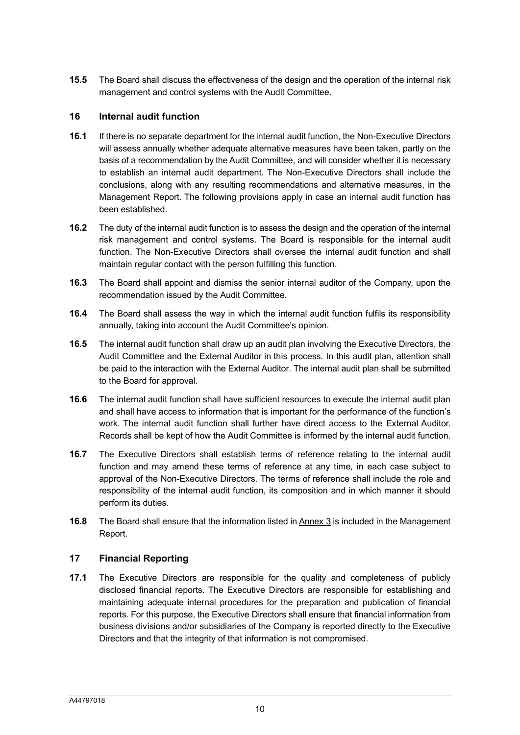**15.5** The Board shall discuss the effectiveness of the design and the operation of the internal risk management and control systems with the Audit Committee.

## 16 Internal audit function

**16.1** If there is no separate department for the internal audit function, the Non-Executive Directors will assess annually whether adequate alternative measures have been taken, partly on the basis of a recommendation by the Audit Committee, and will consider whether it is necessary to establish an internal audit department. The Non-Executive Directors shall include the conclusions, along with any resulting recommendations and alternative measures, in the Management Report. The following provisions apply in case an internal audit function has been established.

**16.2** The duty of the internal audit function is to assess the design and the operation of the internal risk management and control systems. The Board is responsible for the internal audit function. The Non-Executive Directors shall oversee the internal audit function and shall maintain regular contact with the person fulfilling this function.

**16.3** The Board shall appoint and dismiss the senior internal auditor of the Company, upon the recommendation issued by the Audit Committee.

**16.4** The Board shall assess the way in which the internal audit function fulfils its responsibility annually, taking into account the Audit Committee's opinion.

**16.5** The internal audit function shall draw up an audit plan involving the Executive Directors, the Audit Committee and the External Auditor in this process. In this audit plan, attention shall be paid to the interaction with the External Auditor. The internal audit plan shall be submitted to the Board for approval.

**16.6** The internal audit function shall have sufficient resources to execute the internal audit plan and shall have access to information that is important for the performance of the function's work. The internal audit function shall further have direct access to the External Auditor. Records shall be kept of how the Audit Committee is informed by the internal audit function.

**16.7** The Executive Directors shall establish terms of reference relating to the internal audit function and may amend these terms of reference at any time, in each case subject to approval of the Non-Executive Directors. The terms of reference shall include the role and responsibility of the internal audit function, its composition and in which manner it should perform its duties.

**16.8** The Board shall ensure that the information listed in Annex 3 is included in the Management Report.

## 17 Financial Reporting

**17.1** The Executive Directors are responsible for the quality and completeness of publicly disclosed financial reports. The Executive Directors are responsible for establishing and maintaining adequate internal procedures for the preparation and publication of financial reports. For this purpose, the Executive Directors shall ensure that financial information from business divisions and/or subsidiaries of the Company is reported directly to the Executive Directors and that the integrity of that information is not compromised.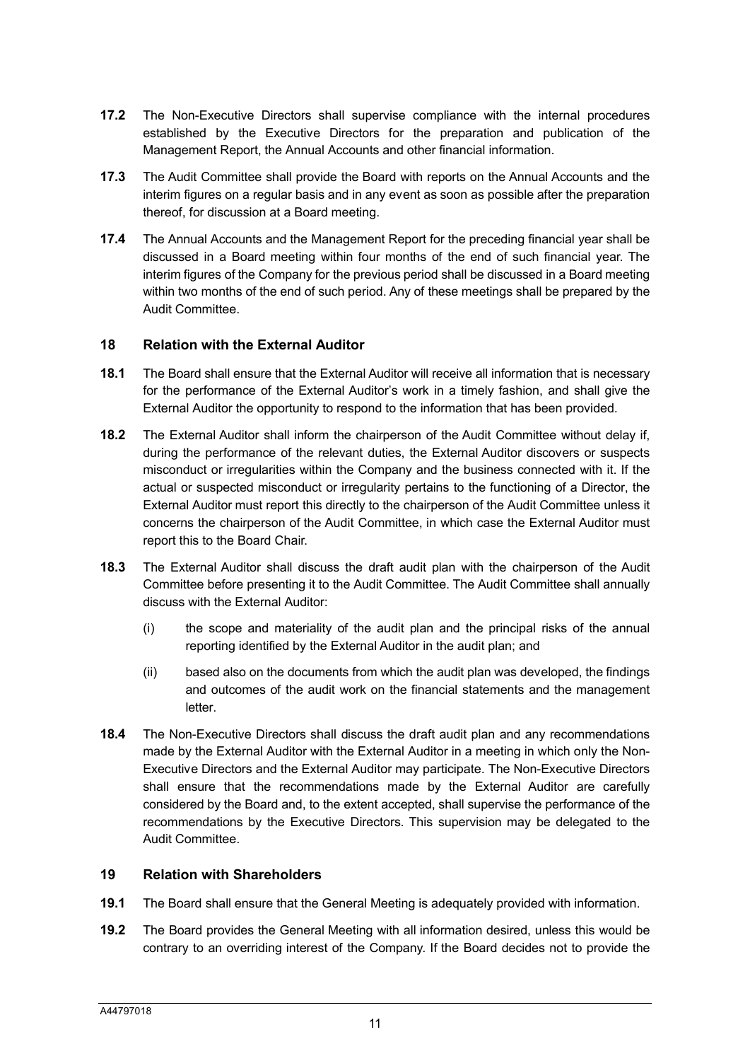**17.2** The Non-Executive Directors shall supervise compliance with the internal procedures established by the Executive Directors for the preparation and publication of the Management Report, the Annual Accounts and other financial information.

**17.3** The Audit Committee shall provide the Board with reports on the Annual Accounts and the interim figures on a regular basis and in any event as soon as possible after the preparation thereof, for discussion at a Board meeting.

**17.4** The Annual Accounts and the Management Report for the preceding financial year shall be discussed in a Board meeting within four months of the end of such financial year. The interim figures of the Company for the previous period shall be discussed in a Board meeting within two months of the end of such period. Any of these meetings shall be prepared by the Audit Committee.

## 18 Relation with the External Auditor

**18.1** The Board shall ensure that the External Auditor will receive all information that is necessary for the performance of the External Auditor's work in a timely fashion, and shall give the External Auditor the opportunity to respond to the information that has been provided.

**18.2** The External Auditor shall inform the chairperson of the Audit Committee without delay if, during the performance of the relevant duties, the External Auditor discovers or suspects misconduct or irregularities within the Company and the business connected with it. If the actual or suspected misconduct or irregularity pertains to the functioning of a Director, the External Auditor must report this directly to the chairperson of the Audit Committee unless it concerns the chairperson of the Audit Committee, in which case the External Auditor must report this to the Board Chair.

**18.3** The External Auditor shall discuss the draft audit plan with the chairperson of the Audit Committee before presenting it to the Audit Committee. The Audit Committee shall annually discuss with the External Auditor:

(i) the scope and materiality of the audit plan and the principal risks of the annual reporting identified by the External Auditor in the audit plan; and

(ii) based also on the documents from which the audit plan was developed, the findings and outcomes of the audit work on the financial statements and the management letter.

**18.4** The Non-Executive Directors shall discuss the draft audit plan and any recommendations made by the External Auditor with the External Auditor in a meeting in which only the Non-Executive Directors and the External Auditor may participate. The Non-Executive Directors shall ensure that the recommendations made by the External Auditor are carefully considered by the Board and, to the extent accepted, shall supervise the performance of the recommendations by the Executive Directors. This supervision may be delegated to the Audit Committee.

## 19 Relation with Shareholders

**19.1** The Board shall ensure that the General Meeting is adequately provided with information.

**19.2** The Board provides the General Meeting with all information desired, unless this would be contrary to an overriding interest of the Company. If the Board decides not to provide the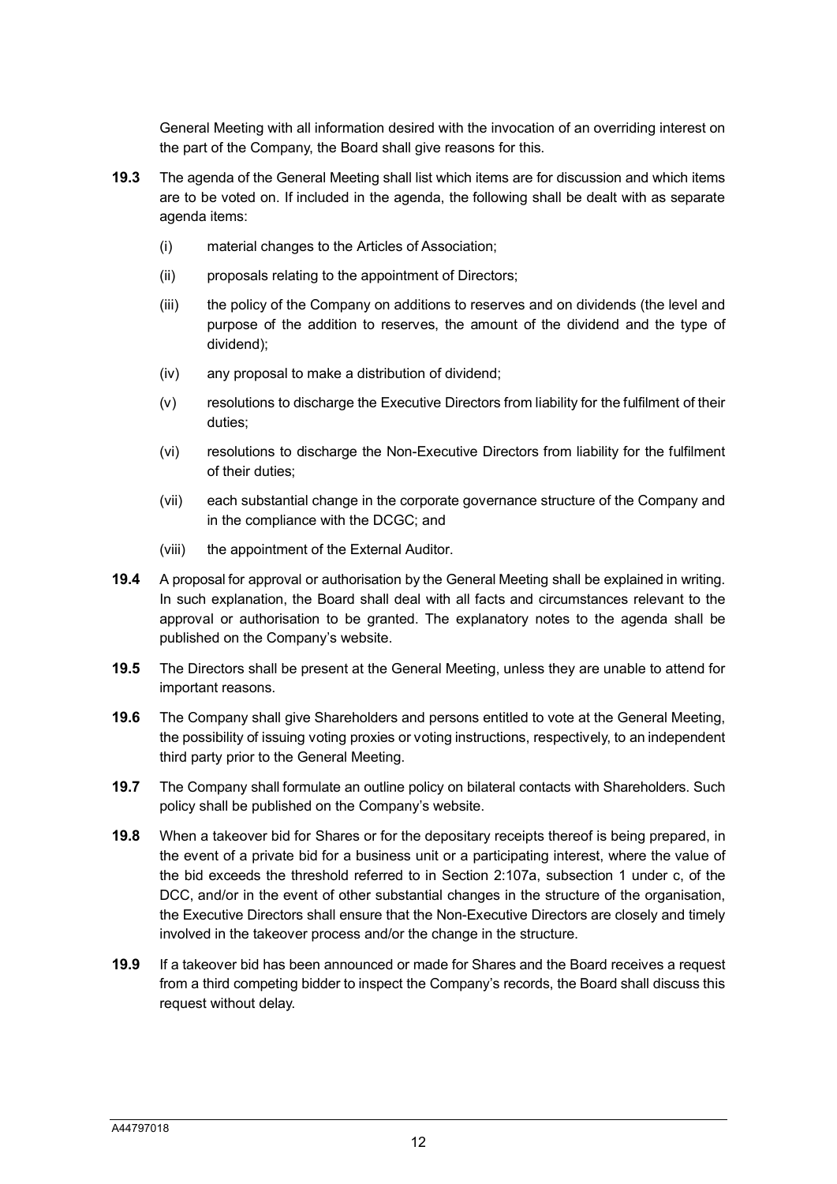General Meeting with all information desired with the invocation of an overriding interest on the part of the Company, the Board shall give reasons for this.

**19.3** The agenda of the General Meeting shall list which items are for discussion and which items are to be voted on. If included in the agenda, the following shall be dealt with as separate agenda items:

(i) material changes to the Articles of Association;

(ii) proposals relating to the appointment of Directors;

(iii) the policy of the Company on additions to reserves and on dividends (the level and purpose of the addition to reserves, the amount of the dividend and the type of dividend);

(iv) any proposal to make a distribution of dividend;

(v) resolutions to discharge the Executive Directors from liability for the fulfilment of their duties;

(vi) resolutions to discharge the Non-Executive Directors from liability for the fulfilment of their duties;

(vii) each substantial change in the corporate governance structure of the Company and in the compliance with the DCGC; and

(viii) the appointment of the External Auditor.

**19.4** A proposal for approval or authorisation by the General Meeting shall be explained in writing. In such explanation, the Board shall deal with all facts and circumstances relevant to the approval or authorisation to be granted. The explanatory notes to the agenda shall be published on the Company's website.

**19.5** The Directors shall be present at the General Meeting, unless they are unable to attend for important reasons.

**19.6** The Company shall give Shareholders and persons entitled to vote at the General Meeting, the possibility of issuing voting proxies or voting instructions, respectively, to an independent third party prior to the General Meeting.

**19.7** The Company shall formulate an outline policy on bilateral contacts with Shareholders. Such policy shall be published on the Company's website.

**19.8** When a takeover bid for Shares or for the depositary receipts thereof is being prepared, in the event of a private bid for a business unit or a participating interest, where the value of the bid exceeds the threshold referred to in Section 2:107a, subsection 1 under c, of the DCC, and/or in the event of other substantial changes in the structure of the organisation, the Executive Directors shall ensure that the Non-Executive Directors are closely and timely involved in the takeover process and/or the change in the structure.

**19.9** If a takeover bid has been announced or made for Shares and the Board receives a request from a third competing bidder to inspect the Company's records, the Board shall discuss this request without delay.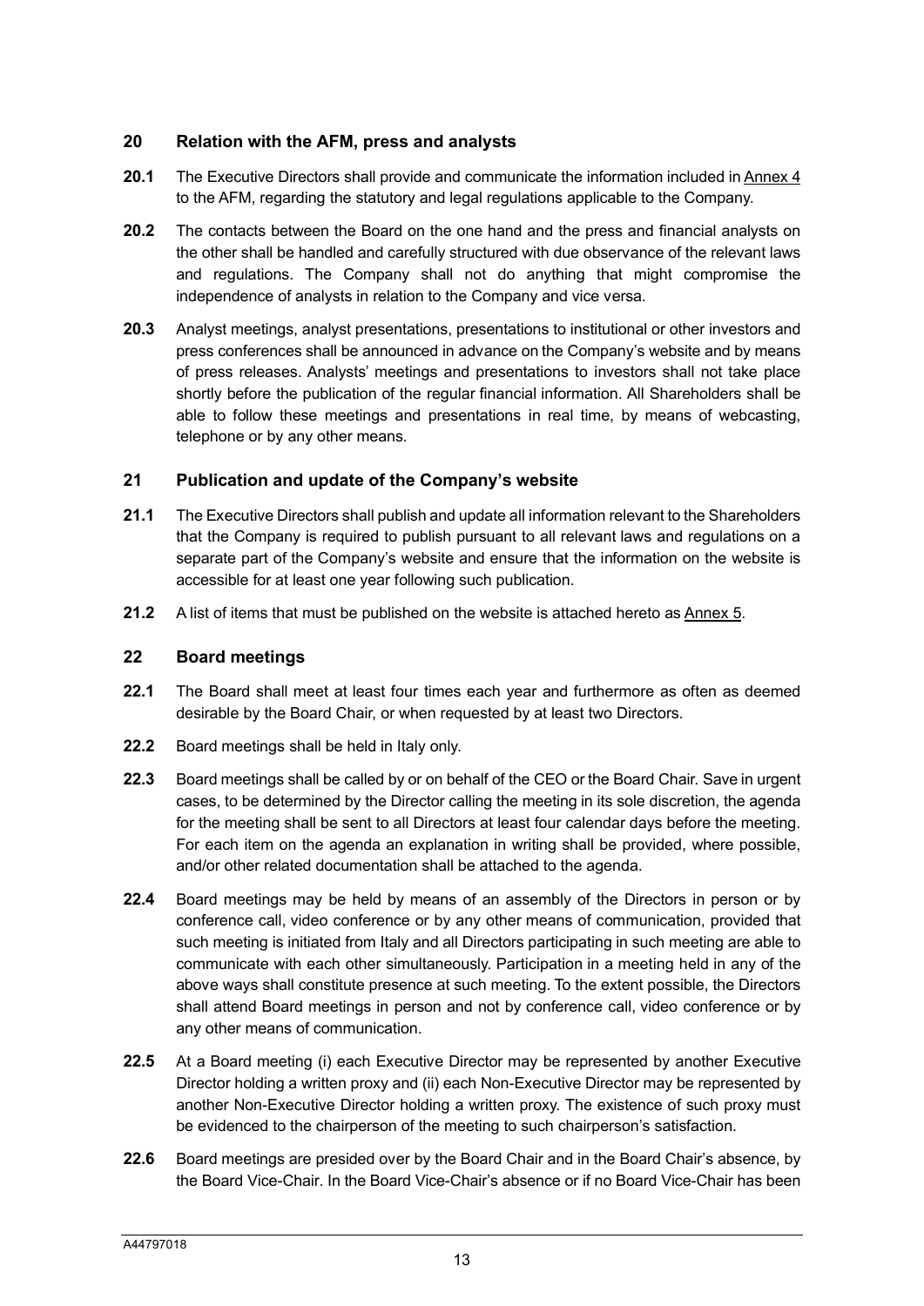## 20 Relation with the AFM, press and analysts

**20.1** The Executive Directors shall provide and communicate the information included in Annex 4 to the AFM, regarding the statutory and legal regulations applicable to the Company.

**20.2** The contacts between the Board on the one hand and the press and financial analysts on the other shall be handled and carefully structured with due observance of the relevant laws and regulations. The Company shall not do anything that might compromise the independence of analysts in relation to the Company and vice versa.

**20.3** Analyst meetings, analyst presentations, presentations to institutional or other investors and press conferences shall be announced in advance on the Company's website and by means of press releases. Analysts' meetings and presentations to investors shall not take place shortly before the publication of the regular financial information. All Shareholders shall be able to follow these meetings and presentations in real time, by means of webcasting, telephone or by any other means.

## 21 Publication and update of the Company's website

**21.1** The Executive Directors shall publish and update all information relevant to the Shareholders that the Company is required to publish pursuant to all relevant laws and regulations on a separate part of the Company's website and ensure that the information on the website is accessible for at least one year following such publication.

**21.2** A list of items that must be published on the website is attached hereto as Annex 5.

## 22 Board meetings

**22.1** The Board shall meet at least four times each year and furthermore as often as deemed desirable by the Board Chair, or when requested by at least two Directors.

**22.2** Board meetings shall be held in Italy only.

**22.3** Board meetings shall be called by or on behalf of the CEO or the Board Chair. Save in urgent cases, to be determined by the Director calling the meeting in its sole discretion, the agenda for the meeting shall be sent to all Directors at least four calendar days before the meeting. For each item on the agenda an explanation in writing shall be provided, where possible, and/or other related documentation shall be attached to the agenda.

**22.4** Board meetings may be held by means of an assembly of the Directors in person or by conference call, video conference or by any other means of communication, provided that such meeting is initiated from Italy and all Directors participating in such meeting are able to communicate with each other simultaneously. Participation in a meeting held in any of the above ways shall constitute presence at such meeting. To the extent possible, the Directors shall attend Board meetings in person and not by conference call, video conference or by any other means of communication.

**22.5** At a Board meeting (i) each Executive Director may be represented by another Executive Director holding a written proxy and (ii) each Non-Executive Director may be represented by another Non-Executive Director holding a written proxy. The existence of such proxy must be evidenced to the chairperson of the meeting to such chairperson's satisfaction.

**22.6** Board meetings are presided over by the Board Chair and in the Board Chair's absence, by the Board Vice-Chair. In the Board Vice-Chair's absence or if no Board Vice-Chair has been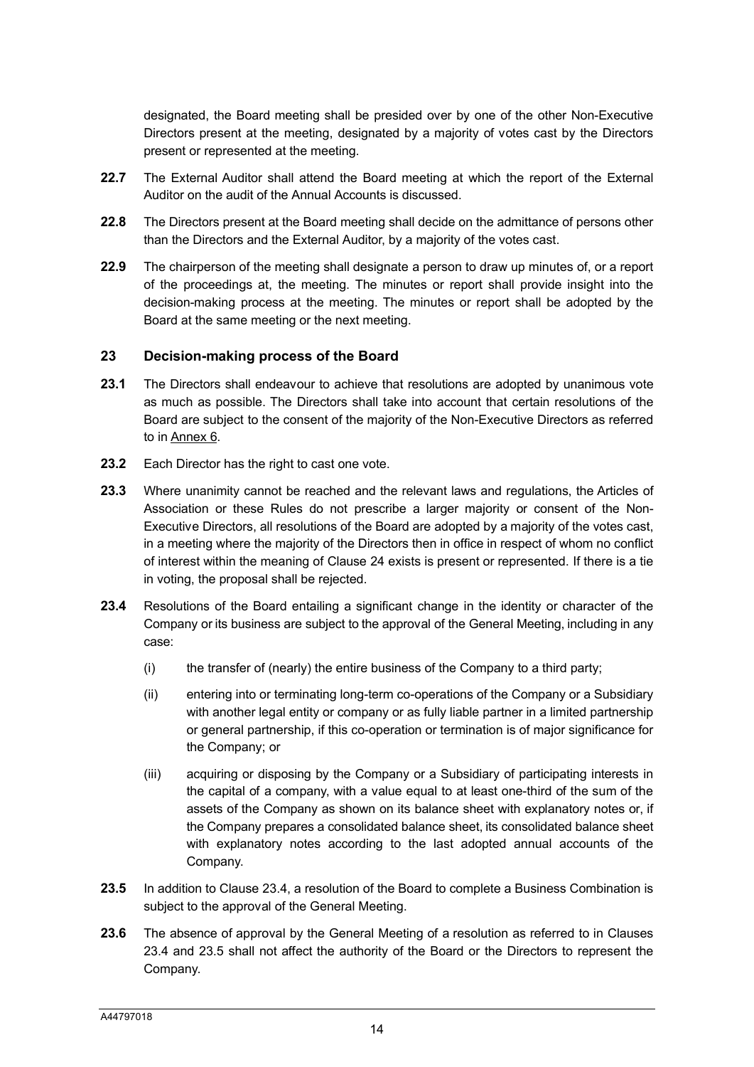designated, the Board meeting shall be presided over by one of the other Non-Executive Directors present at the meeting, designated by a majority of votes cast by the Directors present or represented at the meeting.

**22.7** The External Auditor shall attend the Board meeting at which the report of the External Auditor on the audit of the Annual Accounts is discussed.

**22.8** The Directors present at the Board meeting shall decide on the admittance of persons other than the Directors and the External Auditor, by a majority of the votes cast.

**22.9** The chairperson of the meeting shall designate a person to draw up minutes of, or a report of the proceedings at, the meeting. The minutes or report shall provide insight into the decision-making process at the meeting. The minutes or report shall be adopted by the Board at the same meeting or the next meeting.

## 23 Decision-making process of the Board

**23.1** The Directors shall endeavour to achieve that resolutions are adopted by unanimous vote as much as possible. The Directors shall take into account that certain resolutions of the Board are subject to the consent of the majority of the Non-Executive Directors as referred to in Annex 6.

**23.2** Each Director has the right to cast one vote.

**23.3** Where unanimity cannot be reached and the relevant laws and regulations, the Articles of Association or these Rules do not prescribe a larger majority or consent of the Non-Executive Directors, all resolutions of the Board are adopted by a majority of the votes cast, in a meeting where the majority of the Directors then in office in respect of whom no conflict of interest within the meaning of Clause 24 exists is present or represented. If there is a tie in voting, the proposal shall be rejected.

**23.4** Resolutions of the Board entailing a significant change in the identity or character of the Company or its business are subject to the approval of the General Meeting, including in any case:

(i) the transfer of (nearly) the entire business of the Company to a third party;

(ii) entering into or terminating long-term co-operations of the Company or a Subsidiary with another legal entity or company or as fully liable partner in a limited partnership or general partnership, if this co-operation or termination is of major significance for the Company; or

(iii) acquiring or disposing by the Company or a Subsidiary of participating interests in the capital of a company, with a value equal to at least one-third of the sum of the assets of the Company as shown on its balance sheet with explanatory notes or, if the Company prepares a consolidated balance sheet, its consolidated balance sheet with explanatory notes according to the last adopted annual accounts of the Company.

**23.5** In addition to Clause 23.4, a resolution of the Board to complete a Business Combination is subject to the approval of the General Meeting.

**23.6** The absence of approval by the General Meeting of a resolution as referred to in Clauses 23.4 and 23.5 shall not affect the authority of the Board or the Directors to represent the Company.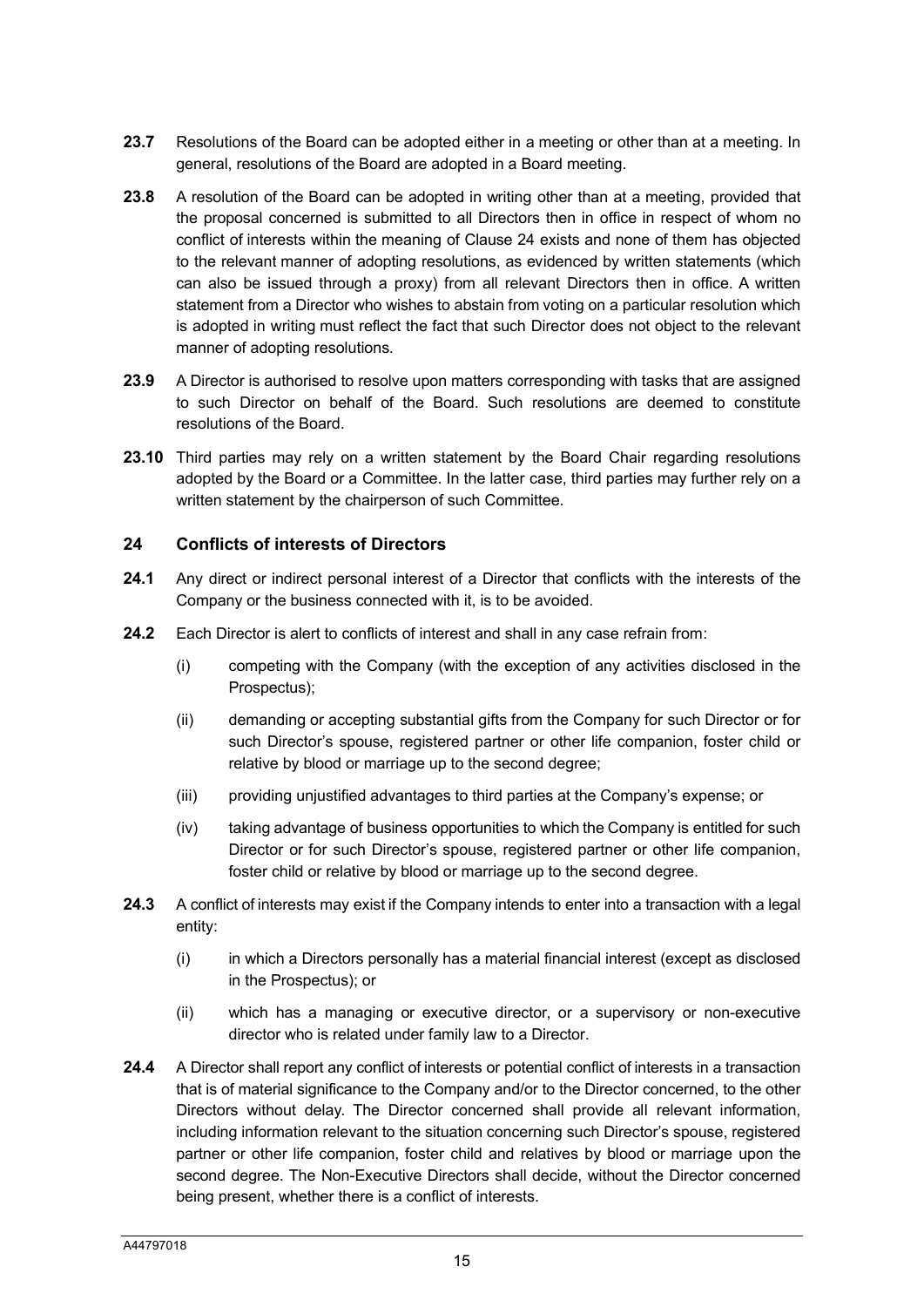**23.7** Resolutions of the Board can be adopted either in a meeting or other than at a meeting. In general, resolutions of the Board are adopted in a Board meeting.

**23.8** A resolution of the Board can be adopted in writing other than at a meeting, provided that the proposal concerned is submitted to all Directors then in office in respect of whom no conflict of interests within the meaning of Clause 24 exists and none of them has objected to the relevant manner of adopting resolutions, as evidenced by written statements (which can also be issued through a proxy) from all relevant Directors then in office. A written statement from a Director who wishes to abstain from voting on a particular resolution which is adopted in writing must reflect the fact that such Director does not object to the relevant manner of adopting resolutions.

**23.9** A Director is authorised to resolve upon matters corresponding with tasks that are assigned to such Director on behalf of the Board. Such resolutions are deemed to constitute resolutions of the Board.

**23.10** Third parties may rely on a written statement by the Board Chair regarding resolutions adopted by the Board or a Committee. In the latter case, third parties may further rely on a written statement by the chairperson of such Committee.

## 24 Conflicts of interests of Directors

**24.1** Any direct or indirect personal interest of a Director that conflicts with the interests of the Company or the business connected with it, is to be avoided.

**24.2** Each Director is alert to conflicts of interest and shall in any case refrain from:

(i) competing with the Company (with the exception of any activities disclosed in the Prospectus);

(ii) demanding or accepting substantial gifts from the Company for such Director or for such Director's spouse, registered partner or other life companion, foster child or relative by blood or marriage up to the second degree;

(iii) providing unjustified advantages to third parties at the Company's expense; or

(iv) taking advantage of business opportunities to which the Company is entitled for such Director or for such Director's spouse, registered partner or other life companion, foster child or relative by blood or marriage up to the second degree.

**24.3** A conflict of interests may exist if the Company intends to enter into a transaction with a legal entity:

(i) in which a Directors personally has a material financial interest (except as disclosed in the Prospectus); or

(ii) which has a managing or executive director, or a supervisory or non-executive director who is related under family law to a Director.

**24.4** A Director shall report any conflict of interests or potential conflict of interests in a transaction that is of material significance to the Company and/or to the Director concerned, to the other Directors without delay. The Director concerned shall provide all relevant information, including information relevant to the situation concerning such Director's spouse, registered partner or other life companion, foster child and relatives by blood or marriage upon the second degree. The Non-Executive Directors shall decide, without the Director concerned being present, whether there is a conflict of interests.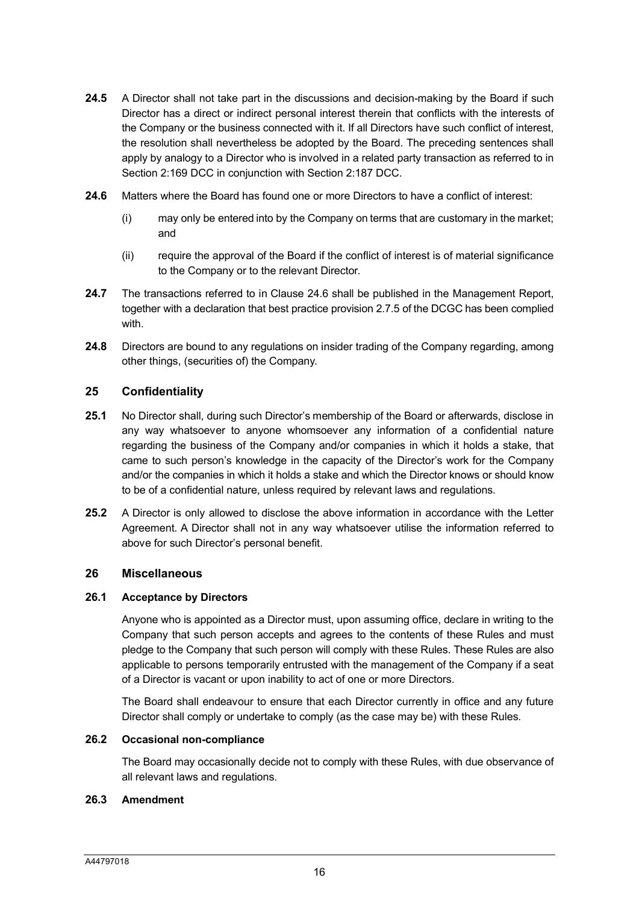**24.5** A Director shall not take part in the discussions and decision-making by the Board if such Director has a direct or indirect personal interest therein that conflicts with the interests of the Company or the business connected with it. If all Directors have such conflict of interest, the resolution shall nevertheless be adopted by the Board. The preceding sentences shall apply by analogy to a Director who is involved in a related party transaction as referred to in Section 2:169 DCC in conjunction with Section 2:187 DCC.

**24.6** Matters where the Board has found one or more Directors to have a conflict of interest:

(i) may only be entered into by the Company on terms that are customary in the market; and

(ii) require the approval of the Board if the conflict of interest is of material significance to the Company or to the relevant Director.

**24.7** The transactions referred to in Clause 24.6 shall be published in the Management Report, together with a declaration that best practice provision 2.7.5 of the DCGC has been complied with.

**24.8** Directors are bound to any regulations on insider trading of the Company regarding, among other things, (securities of) the Company.

## 25 Confidentiality

**25.1** No Director shall, during such Director's membership of the Board or afterwards, disclose in any way whatsoever to anyone whomsoever any information of a confidential nature regarding the business of the Company and/or companies in which it holds a stake, that came to such person's knowledge in the capacity of the Director's work for the Company and/or the companies in which it holds a stake and which the Director knows or should know to be of a confidential nature, unless required by relevant laws and regulations.

**25.2** A Director is only allowed to disclose the above information in accordance with the Letter Agreement. A Director shall not in any way whatsoever utilise the information referred to above for such Director's personal benefit.

## 26 Miscellaneous

### 26.1 Acceptance by Directors

Anyone who is appointed as a Director must, upon assuming office, declare in writing to the Company that such person accepts and agrees to the contents of these Rules and must pledge to the Company that such person will comply with these Rules. These Rules are also applicable to persons temporarily entrusted with the management of the Company if a seat of a Director is vacant or upon inability to act of one or more Directors.

The Board shall endeavour to ensure that each Director currently in office and any future Director shall comply or undertake to comply (as the case may be) with these Rules.

### 26.2 Occasional non-compliance

The Board may occasionally decide not to comply with these Rules, with due observance of all relevant laws and regulations.

### 26.3 Amendment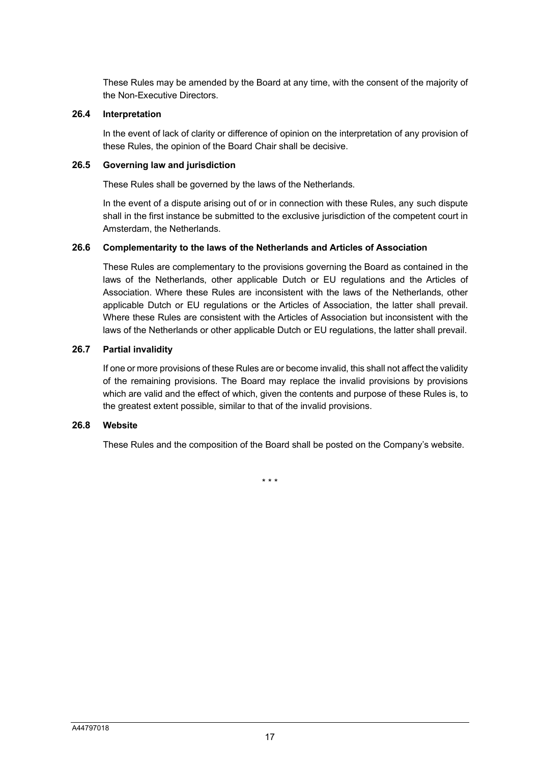These Rules may be amended by the Board at any time, with the consent of the majority of the Non-Executive Directors.

### 26.4 Interpretation

In the event of lack of clarity or difference of opinion on the interpretation of any provision of these Rules, the opinion of the Board Chair shall be decisive.

### 26.5 Governing law and jurisdiction

These Rules shall be governed by the laws of the Netherlands.

In the event of a dispute arising out of or in connection with these Rules, any such dispute shall in the first instance be submitted to the exclusive jurisdiction of the competent court in Amsterdam, the Netherlands.

### 26.6 Complementarity to the laws of the Netherlands and Articles of Association

These Rules are complementary to the provisions governing the Board as contained in the laws of the Netherlands, other applicable Dutch or EU regulations and the Articles of Association. Where these Rules are inconsistent with the laws of the Netherlands, other applicable Dutch or EU regulations or the Articles of Association, the latter shall prevail. Where these Rules are consistent with the Articles of Association but inconsistent with the laws of the Netherlands or other applicable Dutch or EU regulations, the latter shall prevail.

### 26.7 Partial invalidity

If one or more provisions of these Rules are or become invalid, this shall not affect the validity of the remaining provisions. The Board may replace the invalid provisions by provisions which are valid and the effect of which, given the contents and purpose of these Rules is, to the greatest extent possible, similar to that of the invalid provisions.

### 26.8 Website

These Rules and the composition of the Board shall be posted on the Company's website.

\* \* \*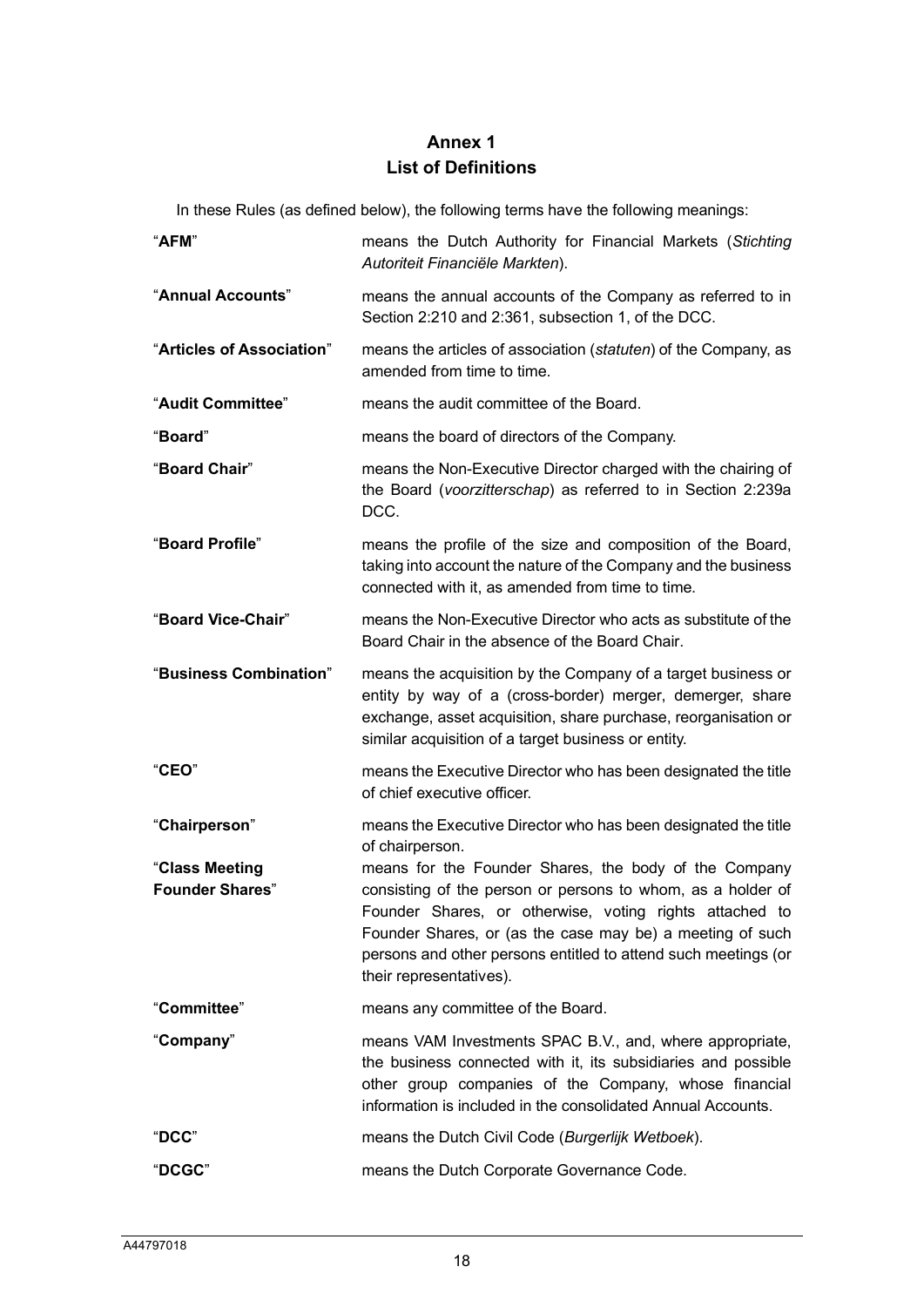# Annex 1
## List of Definitions

In these Rules (as defined below), the following terms have the following meanings:

| | |
|---|---|
| "**AFM**" | means the Dutch Authority for Financial Markets (*Stichting Autoriteit Financiële Markten*). |
| "**Annual Accounts**" | means the annual accounts of the Company as referred to in Section 2:210 and 2:361, subsection 1, of the DCC. |
| "**Articles of Association**" | means the articles of association (*statuten*) of the Company, as amended from time to time. |
| "**Audit Committee**" | means the audit committee of the Board. |
| "**Board**" | means the board of directors of the Company. |
| "**Board Chair**" | means the Non-Executive Director charged with the chairing of the Board (*voorzitterschap*) as referred to in Section 2:239a DCC. |
| "**Board Profile**" | means the profile of the size and composition of the Board, taking into account the nature of the Company and the business connected with it, as amended from time to time. |
| "**Board Vice-Chair**" | means the Non-Executive Director who acts as substitute of the Board Chair in the absence of the Board Chair. |
| "**Business Combination**" | means the acquisition by the Company of a target business or entity by way of a (cross-border) merger, demerger, share exchange, asset acquisition, share purchase, reorganisation or similar acquisition of a target business or entity. |
| "**CEO**" | means the Executive Director who has been designated the title of chief executive officer. |
| "**Chairperson**" | means the Executive Director who has been designated the title of chairperson. |
| "**Class Meeting Founder Shares**" | means for the Founder Shares, the body of the Company consisting of the person or persons to whom, as a holder of Founder Shares, or otherwise, voting rights attached to Founder Shares, or (as the case may be) a meeting of such persons and other persons entitled to attend such meetings (or their representatives). |
| "**Committee**" | means any committee of the Board. |
| "**Company**" | means VAM Investments SPAC B.V., and, where appropriate, the business connected with it, its subsidiaries and possible other group companies of the Company, whose financial information is included in the consolidated Annual Accounts. |
| "**DCC**" | means the Dutch Civil Code (*Burgerlijk Wetboek*). |
| "**DCGC**" | means the Dutch Corporate Governance Code. |

A44797018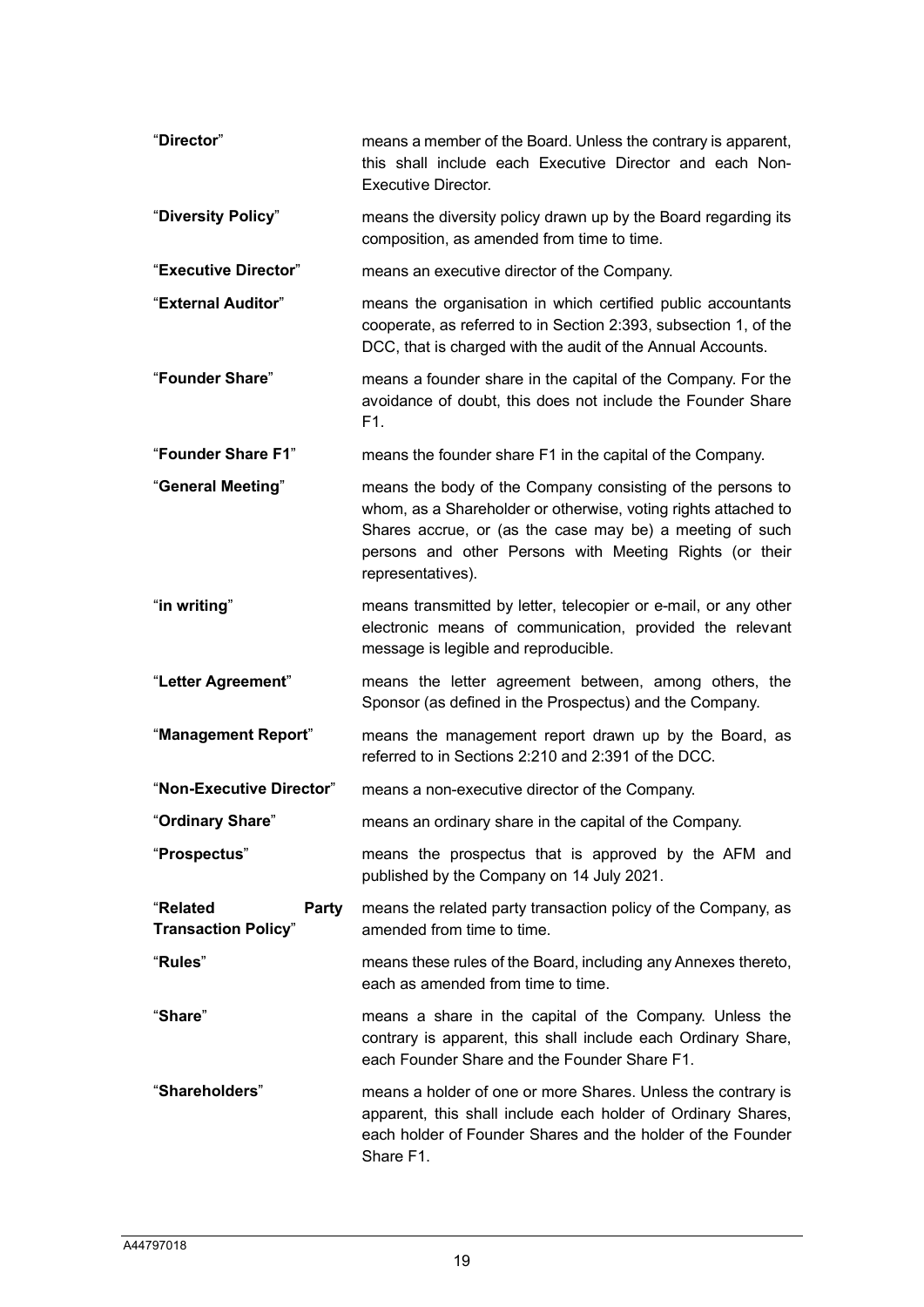| | |
|---|---|
| "**Director**" | means a member of the Board. Unless the contrary is apparent, this shall include each Executive Director and each Non-Executive Director. |
| "**Diversity Policy**" | means the diversity policy drawn up by the Board regarding its composition, as amended from time to time. |
| "**Executive Director**" | means an executive director of the Company. |
| "**External Auditor**" | means the organisation in which certified public accountants cooperate, as referred to in Section 2:393, subsection 1, of the DCC, that is charged with the audit of the Annual Accounts. |
| "**Founder Share**" | means a founder share in the capital of the Company. For the avoidance of doubt, this does not include the Founder Share F1. |
| "**Founder Share F1**" | means the founder share F1 in the capital of the Company. |
| "**General Meeting**" | means the body of the Company consisting of the persons to whom, as a Shareholder or otherwise, voting rights attached to Shares accrue, or (as the case may be) a meeting of such persons and other Persons with Meeting Rights (or their representatives). |
| "**in writing**" | means transmitted by letter, telecopier or e-mail, or any other electronic means of communication, provided the relevant message is legible and reproducible. |
| "**Letter Agreement**" | means the letter agreement between, among others, the Sponsor (as defined in the Prospectus) and the Company. |
| "**Management Report**" | means the management report drawn up by the Board, as referred to in Sections 2:210 and 2:391 of the DCC. |
| "**Non-Executive Director**" | means a non-executive director of the Company. |
| "**Ordinary Share**" | means an ordinary share in the capital of the Company. |
| "**Prospectus**" | means the prospectus that is approved by the AFM and published by the Company on 14 July 2021. |
| "**Related Party Transaction Policy**" | means the related party transaction policy of the Company, as amended from time to time. |
| "**Rules**" | means these rules of the Board, including any Annexes thereto, each as amended from time to time. |
| "**Share**" | means a share in the capital of the Company. Unless the contrary is apparent, this shall include each Ordinary Share, each Founder Share and the Founder Share F1. |
| "**Shareholders**" | means a holder of one or more Shares. Unless the contrary is apparent, this shall include each holder of Ordinary Shares, each holder of Founder Shares and the holder of the Founder Share F1. |

A44797018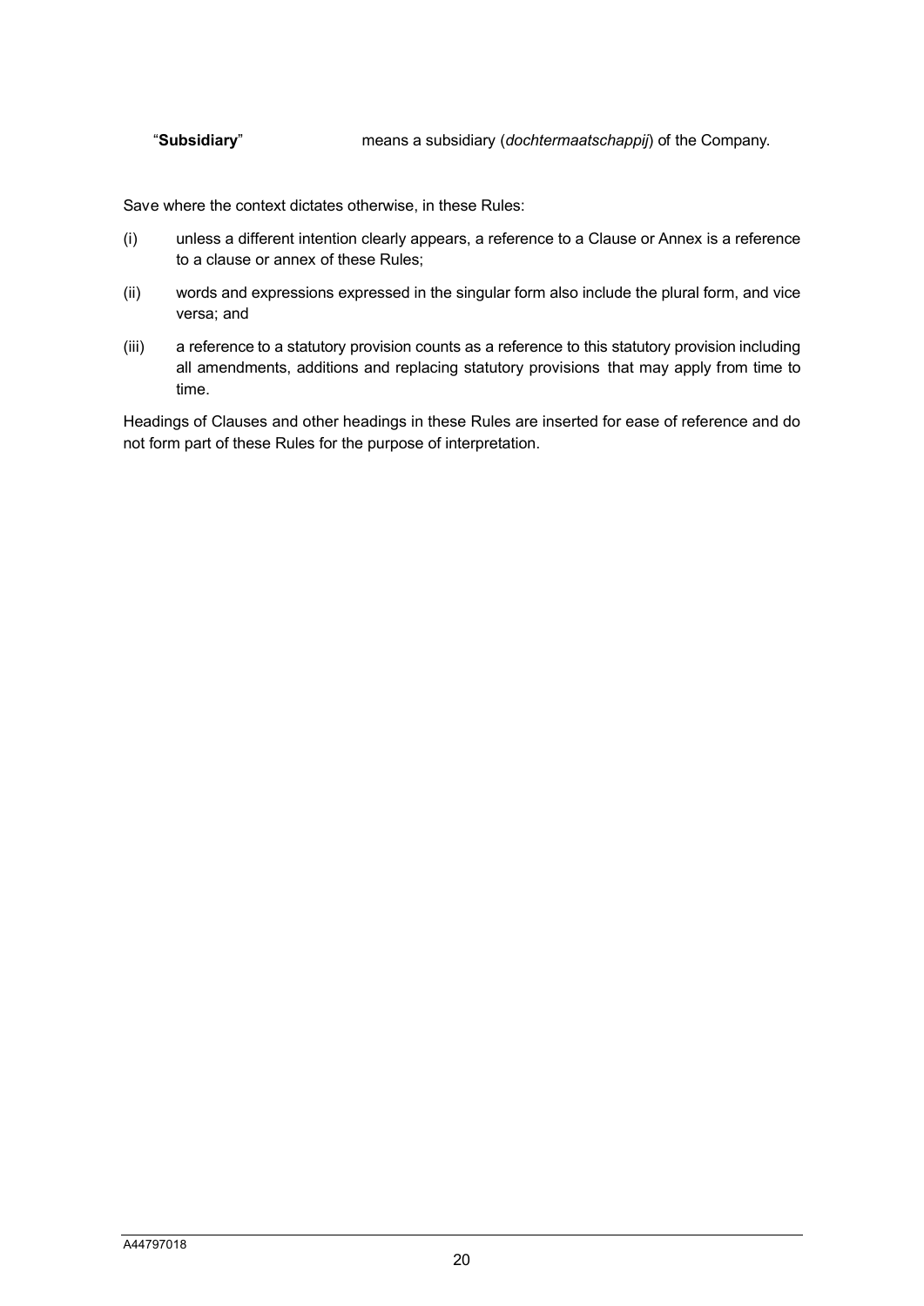| | |
|---|---|
| "**Subsidiary**" | means a subsidiary (*dochtermaatschappij*) of the Company. |

Save where the context dictates otherwise, in these Rules:

(i) unless a different intention clearly appears, a reference to a Clause or Annex is a reference to a clause or annex of these Rules;

(ii) words and expressions expressed in the singular form also include the plural form, and vice versa; and

(iii) a reference to a statutory provision counts as a reference to this statutory provision including all amendments, additions and replacing statutory provisions that may apply from time to time.

Headings of Clauses and other headings in these Rules are inserted for ease of reference and do not form part of these Rules for the purpose of interpretation.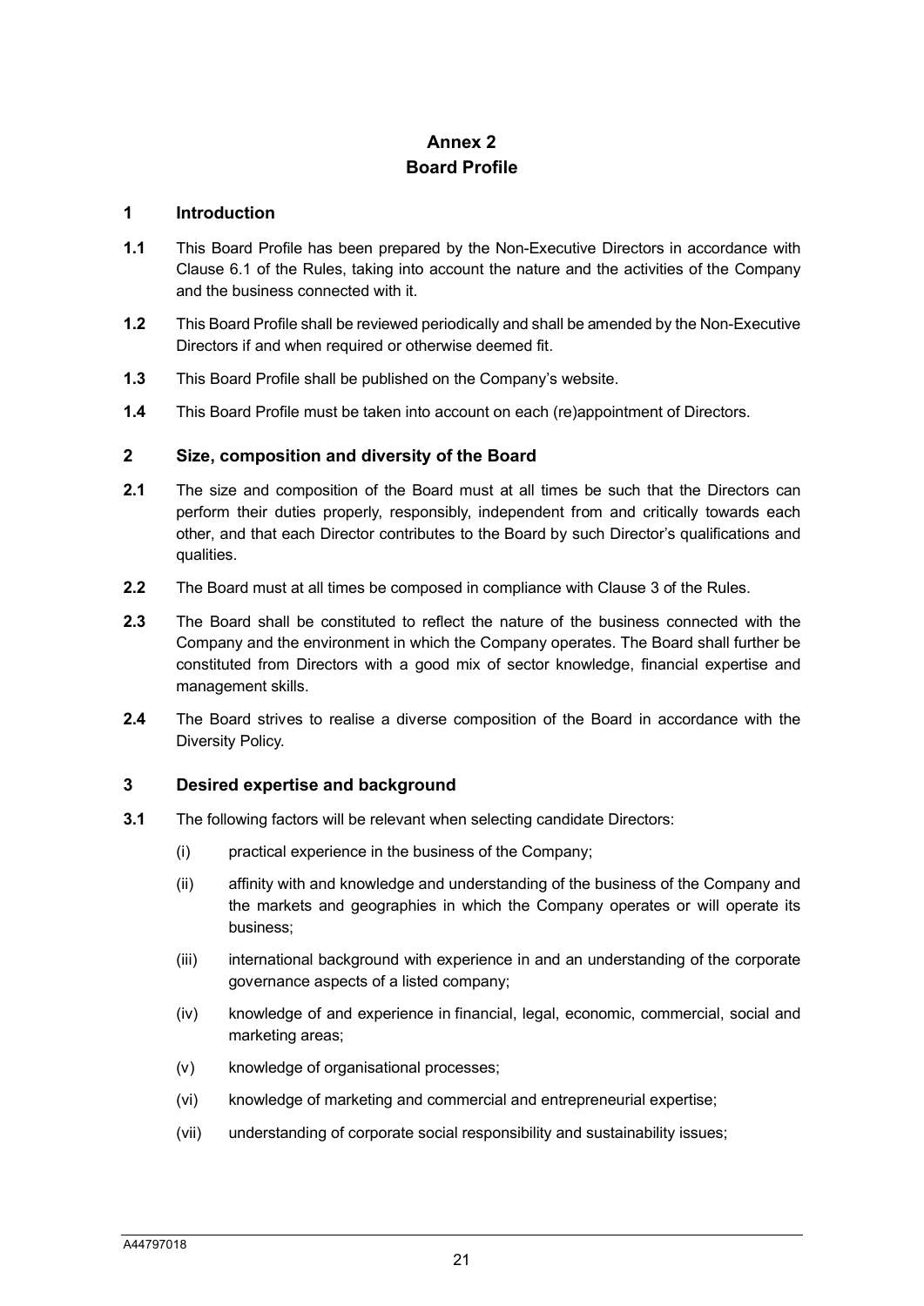# Annex 2
# Board Profile

## 1 Introduction

**1.1** This Board Profile has been prepared by the Non-Executive Directors in accordance with Clause 6.1 of the Rules, taking into account the nature and the activities of the Company and the business connected with it.

**1.2** This Board Profile shall be reviewed periodically and shall be amended by the Non-Executive Directors if and when required or otherwise deemed fit.

**1.3** This Board Profile shall be published on the Company's website.

**1.4** This Board Profile must be taken into account on each (re)appointment of Directors.

## 2 Size, composition and diversity of the Board

**2.1** The size and composition of the Board must at all times be such that the Directors can perform their duties properly, responsibly, independent from and critically towards each other, and that each Director contributes to the Board by such Director's qualifications and qualities.

**2.2** The Board must at all times be composed in compliance with Clause 3 of the Rules.

**2.3** The Board shall be constituted to reflect the nature of the business connected with the Company and the environment in which the Company operates. The Board shall further be constituted from Directors with a good mix of sector knowledge, financial expertise and management skills.

**2.4** The Board strives to realise a diverse composition of the Board in accordance with the Diversity Policy.

## 3 Desired expertise and background

**3.1** The following factors will be relevant when selecting candidate Directors:

(i) practical experience in the business of the Company;

(ii) affinity with and knowledge and understanding of the business of the Company and the markets and geographies in which the Company operates or will operate its business;

(iii) international background with experience in and an understanding of the corporate governance aspects of a listed company;

(iv) knowledge of and experience in financial, legal, economic, commercial, social and marketing areas;

(v) knowledge of organisational processes;

(vi) knowledge of marketing and commercial and entrepreneurial expertise;

(vii) understanding of corporate social responsibility and sustainability issues;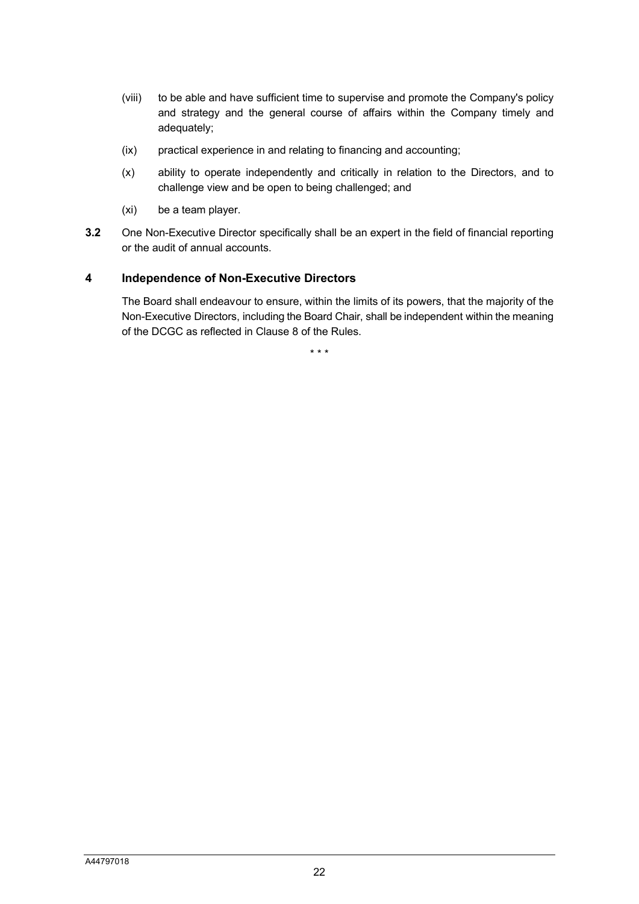(viii) to be able and have sufficient time to supervise and promote the Company's policy and strategy and the general course of affairs within the Company timely and adequately;

(ix) practical experience in and relating to financing and accounting;

(x) ability to operate independently and critically in relation to the Directors, and to challenge view and be open to being challenged; and

(xi) be a team player.

**3.2** One Non-Executive Director specifically shall be an expert in the field of financial reporting or the audit of annual accounts.

## 4 Independence of Non-Executive Directors

The Board shall endeavour to ensure, within the limits of its powers, that the majority of the Non-Executive Directors, including the Board Chair, shall be independent within the meaning of the DCGC as reflected in Clause 8 of the Rules.

\* \* \*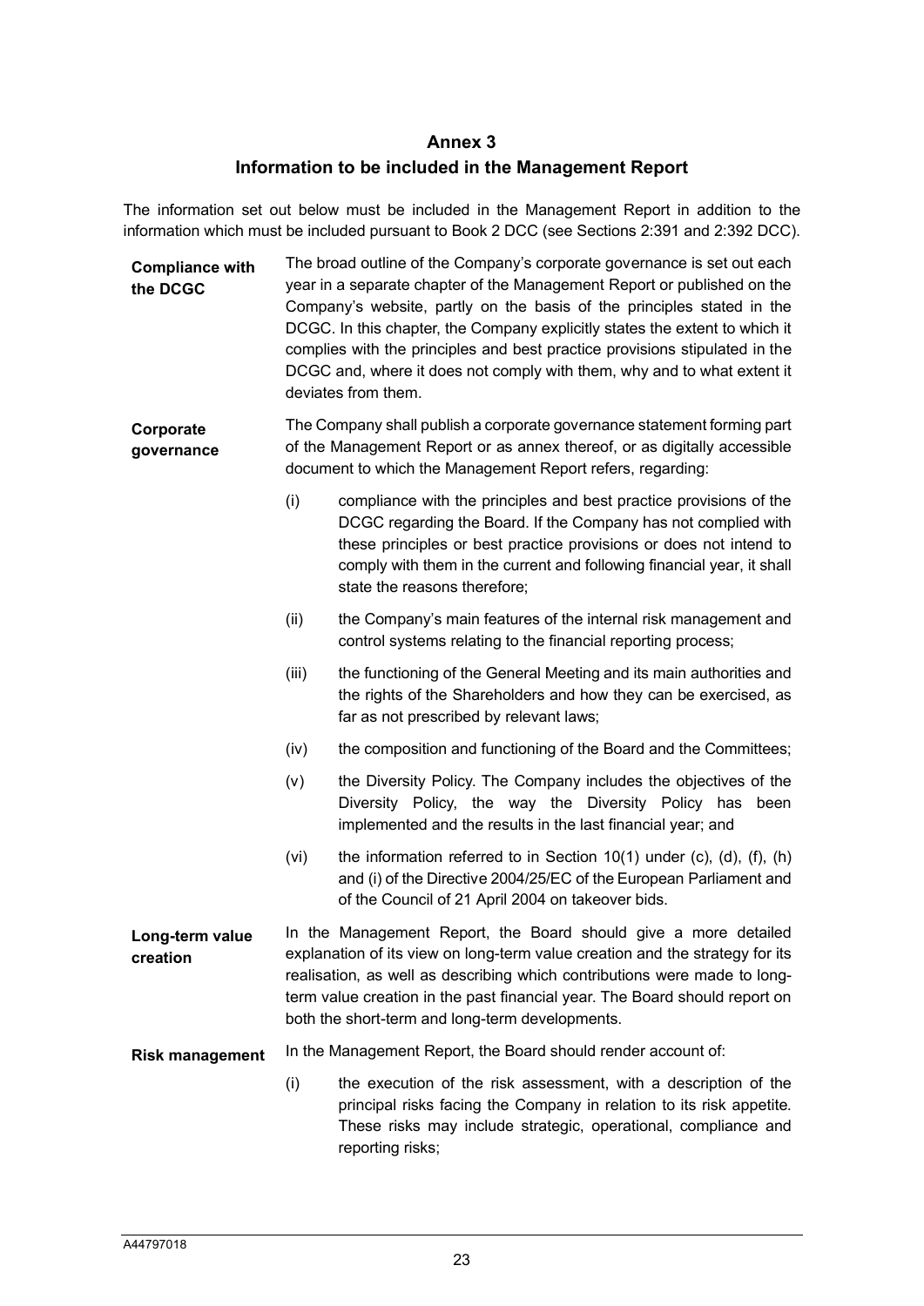# Annex 3

## Information to be included in the Management Report

The information set out below must be included in the Management Report in addition to the information which must be included pursuant to Book 2 DCC (see Sections 2:391 and 2:392 DCC).

**Compliance with the DCGC**

The broad outline of the Company's corporate governance is set out each year in a separate chapter of the Management Report or published on the Company's website, partly on the basis of the principles stated in the DCGC. In this chapter, the Company explicitly states the extent to which it complies with the principles and best practice provisions stipulated in the DCGC and, where it does not comply with them, why and to what extent it deviates from them.

**Corporate governance**

The Company shall publish a corporate governance statement forming part of the Management Report or as annex thereof, or as digitally accessible document to which the Management Report refers, regarding:

(i) compliance with the principles and best practice provisions of the DCGC regarding the Board. If the Company has not complied with these principles or best practice provisions or does not intend to comply with them in the current and following financial year, it shall state the reasons therefore;

(ii) the Company's main features of the internal risk management and control systems relating to the financial reporting process;

(iii) the functioning of the General Meeting and its main authorities and the rights of the Shareholders and how they can be exercised, as far as not prescribed by relevant laws;

(iv) the composition and functioning of the Board and the Committees;

(v) the Diversity Policy. The Company includes the objectives of the Diversity Policy, the way the Diversity Policy has been implemented and the results in the last financial year; and

(vi) the information referred to in Section 10(1) under (c), (d), (f), (h) and (i) of the Directive 2004/25/EC of the European Parliament and of the Council of 21 April 2004 on takeover bids.

**Long-term value creation**

In the Management Report, the Board should give a more detailed explanation of its view on long-term value creation and the strategy for its realisation, as well as describing which contributions were made to long-term value creation in the past financial year. The Board should report on both the short-term and long-term developments.

**Risk management**

In the Management Report, the Board should render account of:

(i) the execution of the risk assessment, with a description of the principal risks facing the Company in relation to its risk appetite. These risks may include strategic, operational, compliance and reporting risks;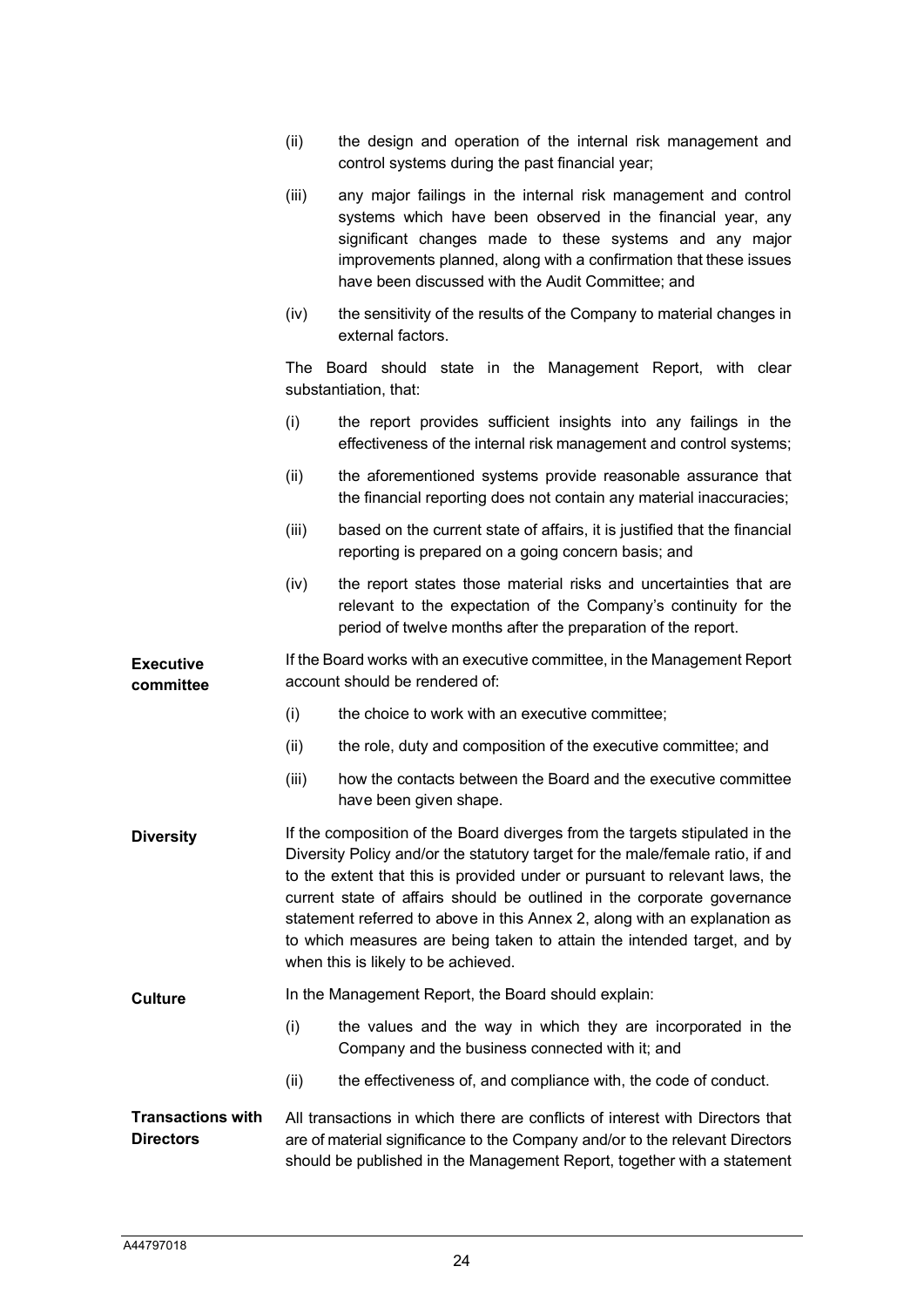(ii) the design and operation of the internal risk management and control systems during the past financial year;

(iii) any major failings in the internal risk management and control systems which have been observed in the financial year, any significant changes made to these systems and any major improvements planned, along with a confirmation that these issues have been discussed with the Audit Committee; and

(iv) the sensitivity of the results of the Company to material changes in external factors.

The Board should state in the Management Report, with clear substantiation, that:

(i) the report provides sufficient insights into any failings in the effectiveness of the internal risk management and control systems;

(ii) the aforementioned systems provide reasonable assurance that the financial reporting does not contain any material inaccuracies;

(iii) based on the current state of affairs, it is justified that the financial reporting is prepared on a going concern basis; and

(iv) the report states those material risks and uncertainties that are relevant to the expectation of the Company's continuity for the period of twelve months after the preparation of the report.

**Executive committee**

If the Board works with an executive committee, in the Management Report account should be rendered of:

(i) the choice to work with an executive committee;

(ii) the role, duty and composition of the executive committee; and

(iii) how the contacts between the Board and the executive committee have been given shape.

**Diversity**

If the composition of the Board diverges from the targets stipulated in the Diversity Policy and/or the statutory target for the male/female ratio, if and to the extent that this is provided under or pursuant to relevant laws, the current state of affairs should be outlined in the corporate governance statement referred to above in this Annex 2, along with an explanation as to which measures are being taken to attain the intended target, and by when this is likely to be achieved.

**Culture**

In the Management Report, the Board should explain:

(i) the values and the way in which they are incorporated in the Company and the business connected with it; and

(ii) the effectiveness of, and compliance with, the code of conduct.

**Transactions with Directors**

All transactions in which there are conflicts of interest with Directors that are of material significance to the Company and/or to the relevant Directors should be published in the Management Report, together with a statement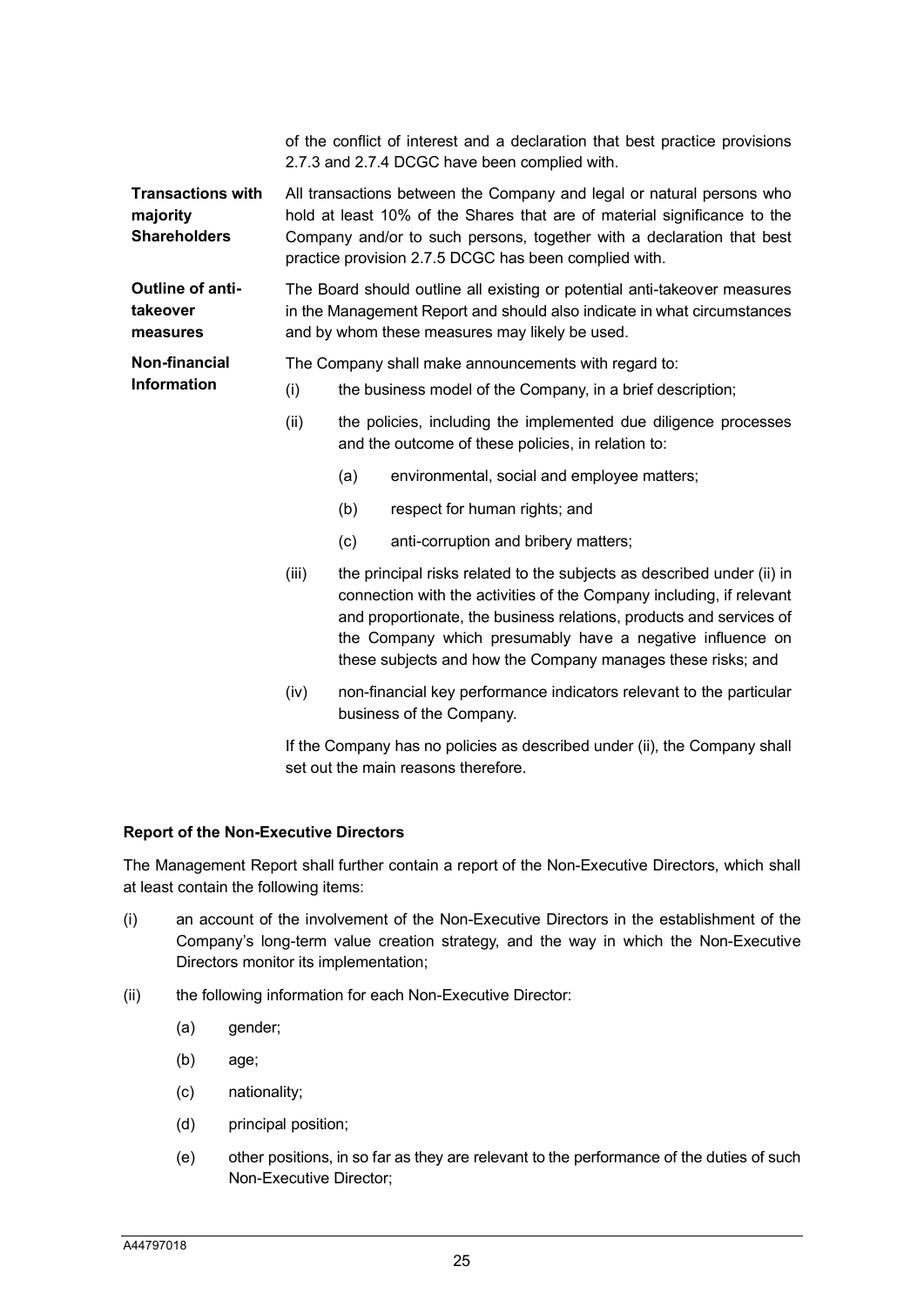|  |  |
|---|---|
|  | of the conflict of interest and a declaration that best practice provisions 2.7.3 and 2.7.4 DCGC have been complied with. |
| **Transactions with majority Shareholders** | All transactions between the Company and legal or natural persons who hold at least 10% of the Shares that are of material significance to the Company and/or to such persons, together with a declaration that best practice provision 2.7.5 DCGC has been complied with. |
| **Outline of anti-takeover measures** | The Board should outline all existing or potential anti-takeover measures in the Management Report and should also indicate in what circumstances and by whom these measures may likely be used. |
| **Non-financial Information** | The Company shall make announcements with regard to:<br>(i) the business model of the Company, in a brief description;<br>(ii) the policies, including the implemented due diligence processes and the outcome of these policies, in relation to:<br>(a) environmental, social and employee matters;<br>(b) respect for human rights; and<br>(c) anti-corruption and bribery matters;<br>(iii) the principal risks related to the subjects as described under (ii) in connection with the activities of the Company including, if relevant and proportionate, the business relations, products and services of the Company which presumably have a negative influence on these subjects and how the Company manages these risks; and<br>(iv) non-financial key performance indicators relevant to the particular business of the Company.<br>If the Company has no policies as described under (ii), the Company shall set out the main reasons therefore. |

**Report of the Non-Executive Directors**

The Management Report shall further contain a report of the Non-Executive Directors, which shall at least contain the following items:

(i) an account of the involvement of the Non-Executive Directors in the establishment of the Company's long-term value creation strategy, and the way in which the Non-Executive Directors monitor its implementation;

(ii) the following information for each Non-Executive Director:

   (a) gender;

   (b) age;

   (c) nationality;

   (d) principal position;

   (e) other positions, in so far as they are relevant to the performance of the duties of such Non-Executive Director;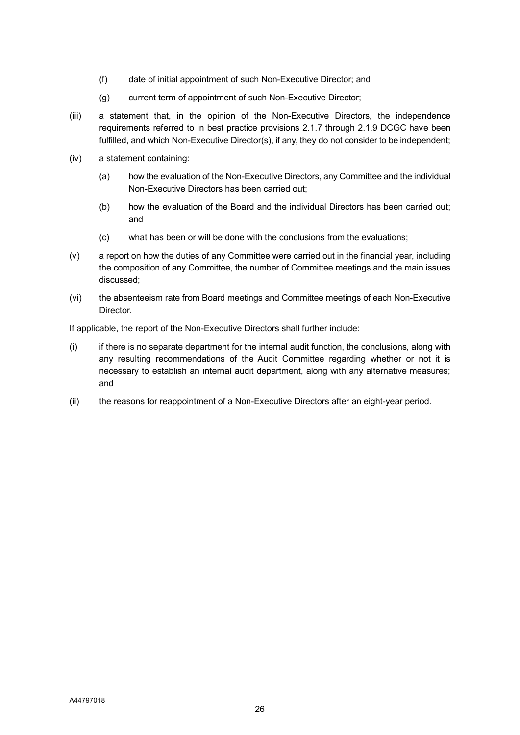(f) date of initial appointment of such Non-Executive Director; and

(g) current term of appointment of such Non-Executive Director;

(iii) a statement that, in the opinion of the Non-Executive Directors, the independence requirements referred to in best practice provisions 2.1.7 through 2.1.9 DCGC have been fulfilled, and which Non-Executive Director(s), if any, they do not consider to be independent;

(iv) a statement containing:

(a) how the evaluation of the Non-Executive Directors, any Committee and the individual Non-Executive Directors has been carried out;

(b) how the evaluation of the Board and the individual Directors has been carried out; and

(c) what has been or will be done with the conclusions from the evaluations;

(v) a report on how the duties of any Committee were carried out in the financial year, including the composition of any Committee, the number of Committee meetings and the main issues discussed;

(vi) the absenteeism rate from Board meetings and Committee meetings of each Non-Executive Director.

If applicable, the report of the Non-Executive Directors shall further include:

(i) if there is no separate department for the internal audit function, the conclusions, along with any resulting recommendations of the Audit Committee regarding whether or not it is necessary to establish an internal audit department, along with any alternative measures; and

(ii) the reasons for reappointment of a Non-Executive Directors after an eight-year period.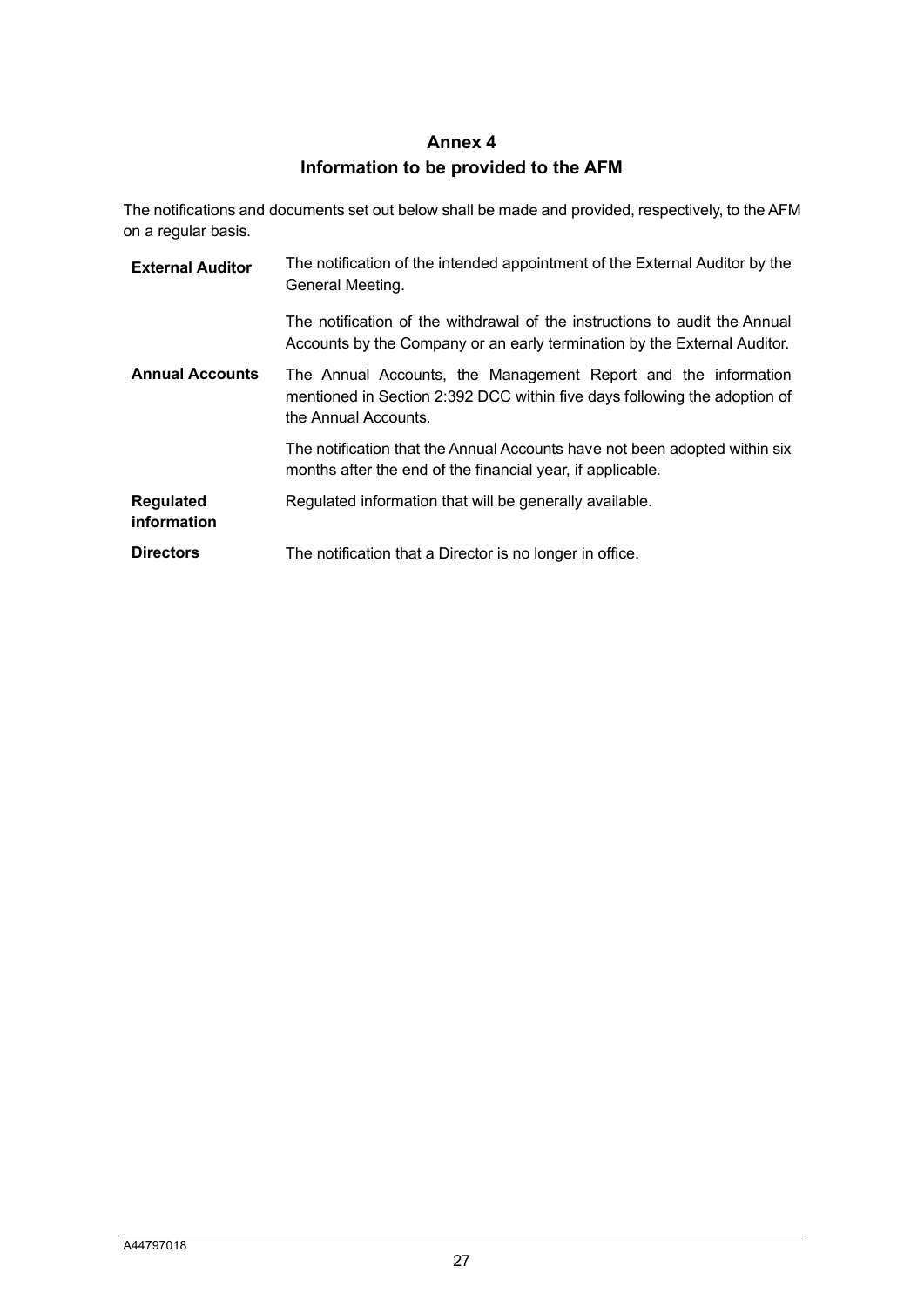# Annex 4
## Information to be provided to the AFM

The notifications and documents set out below shall be made and provided, respectively, to the AFM on a regular basis.

| | |
|---|---|
| **External Auditor** | The notification of the intended appointment of the External Auditor by the General Meeting. |
| | The notification of the withdrawal of the instructions to audit the Annual Accounts by the Company or an early termination by the External Auditor. |
| **Annual Accounts** | The Annual Accounts, the Management Report and the information mentioned in Section 2:392 DCC within five days following the adoption of the Annual Accounts. |
| | The notification that the Annual Accounts have not been adopted within six months after the end of the financial year, if applicable. |
| **Regulated information** | Regulated information that will be generally available. |
| **Directors** | The notification that a Director is no longer in office. |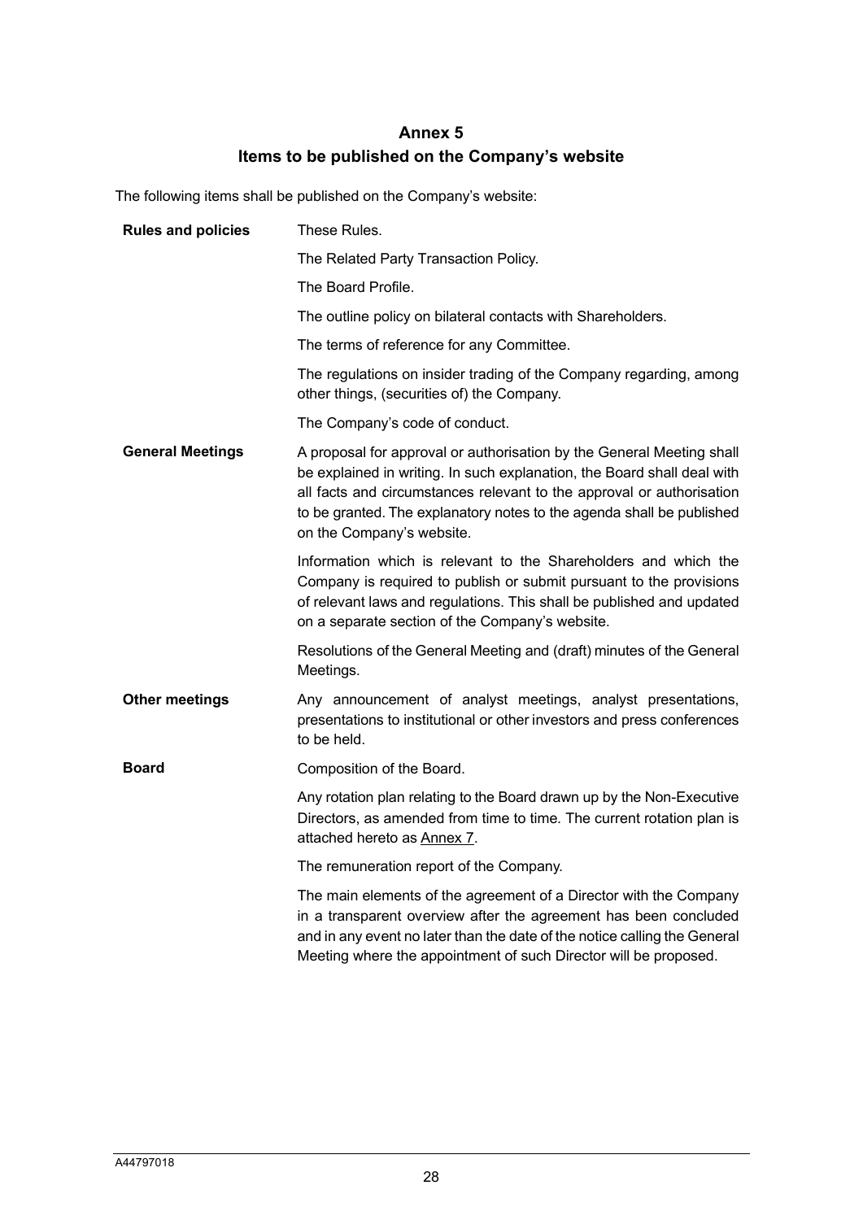# Annex 5
## Items to be published on the Company's website

The following items shall be published on the Company's website:

| | |
|---|---|
| **Rules and policies** | These Rules. |
| | The Related Party Transaction Policy. |
| | The Board Profile. |
| | The outline policy on bilateral contacts with Shareholders. |
| | The terms of reference for any Committee. |
| | The regulations on insider trading of the Company regarding, among other things, (securities of) the Company. |
| | The Company's code of conduct. |
| **General Meetings** | A proposal for approval or authorisation by the General Meeting shall be explained in writing. In such explanation, the Board shall deal with all facts and circumstances relevant to the approval or authorisation to be granted. The explanatory notes to the agenda shall be published on the Company's website. |
| | Information which is relevant to the Shareholders and which the Company is required to publish or submit pursuant to the provisions of relevant laws and regulations. This shall be published and updated on a separate section of the Company's website. |
| | Resolutions of the General Meeting and (draft) minutes of the General Meetings. |
| **Other meetings** | Any announcement of analyst meetings, analyst presentations, presentations to institutional or other investors and press conferences to be held. |
| **Board** | Composition of the Board. |
| | Any rotation plan relating to the Board drawn up by the Non-Executive Directors, as amended from time to time. The current rotation plan is attached hereto as Annex 7. |
| | The remuneration report of the Company. |
| | The main elements of the agreement of a Director with the Company in a transparent overview after the agreement has been concluded and in any event no later than the date of the notice calling the General Meeting where the appointment of such Director will be proposed. |

A44797018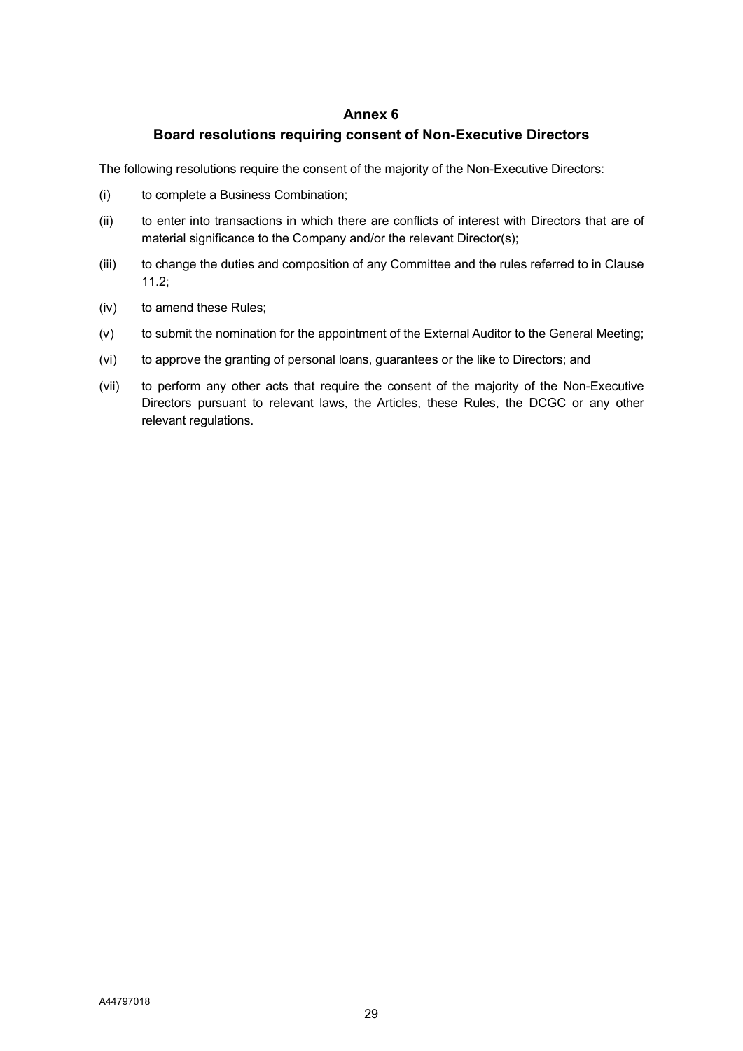# Annex 6

## Board resolutions requiring consent of Non-Executive Directors

The following resolutions require the consent of the majority of the Non-Executive Directors:

(i) to complete a Business Combination;

(ii) to enter into transactions in which there are conflicts of interest with Directors that are of material significance to the Company and/or the relevant Director(s);

(iii) to change the duties and composition of any Committee and the rules referred to in Clause 11.2;

(iv) to amend these Rules;

(v) to submit the nomination for the appointment of the External Auditor to the General Meeting;

(vi) to approve the granting of personal loans, guarantees or the like to Directors; and

(vii) to perform any other acts that require the consent of the majority of the Non-Executive Directors pursuant to relevant laws, the Articles, these Rules, the DCGC or any other relevant regulations.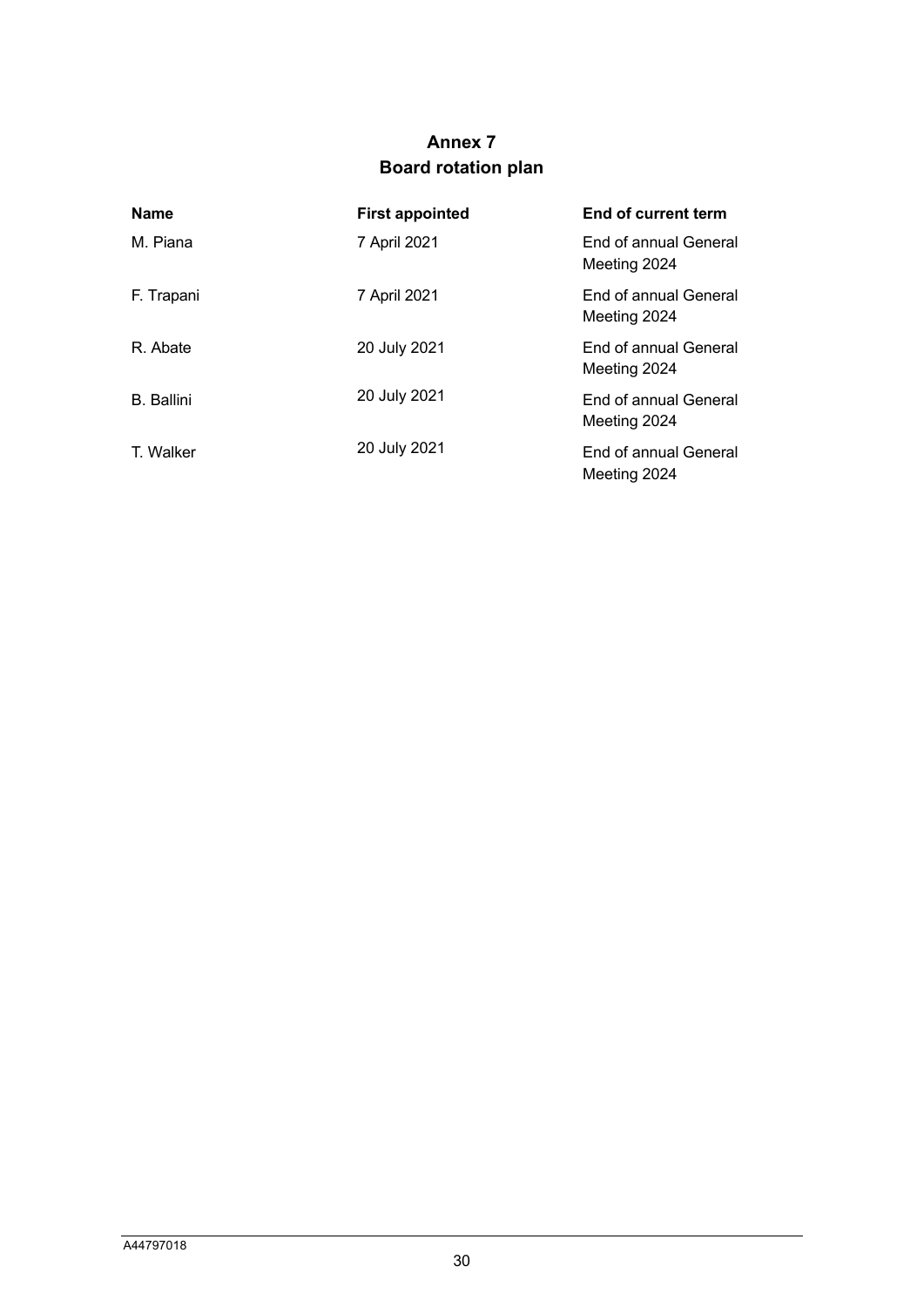# Annex 7
# Board rotation plan

| Name | First appointed | End of current term |
|---|---|---|
| M. Piana | 7 April 2021 | End of annual General Meeting 2024 |
| F. Trapani | 7 April 2021 | End of annual General Meeting 2024 |
| R. Abate | 20 July 2021 | End of annual General Meeting 2024 |
| B. Ballini | 20 July 2021 | End of annual General Meeting 2024 |
| T. Walker | 20 July 2021 | End of annual General Meeting 2024 |

A44797018